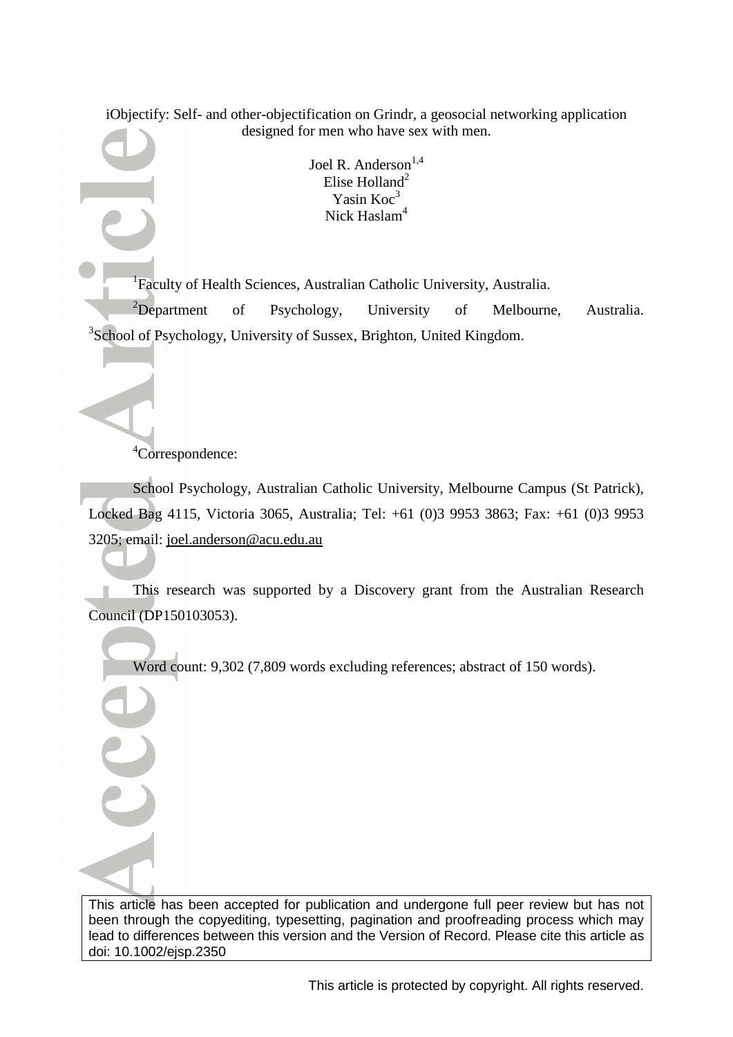iObjectify: Self- and other-objectification on Grindr, a geosocial networking application designed for men who have sex with men.

Joel R. Anderson[1,4]
Elise Holland[2]
Yasin Koc[3]
Nick Haslam[4]

[1]Faculty of Health Sciences, Australian Catholic University, Australia.
[2]Department of Psychology, University of Melbourne, Australia.
[3]School of Psychology, University of Sussex, Brighton, United Kingdom.

[4]Correspondence:

School Psychology, Australian Catholic University, Melbourne Campus (St Patrick), Locked Bag 4115, Victoria 3065, Australia; Tel: +61 (0)3 9953 3863; Fax: +61 (0)3 9953 3205; email: joel.anderson@acu.edu.au

This research was supported by a Discovery grant from the Australian Research Council (DP150103053).

Word count: 9,302 (7,809 words excluding references; abstract of 150 words).

This article has been accepted for publication and undergone full peer review but has not been through the copyediting, typesetting, pagination and proofreading process which may lead to differences between this version and the Version of Record. Please cite this article as doi: 10.1002/ejsp.2350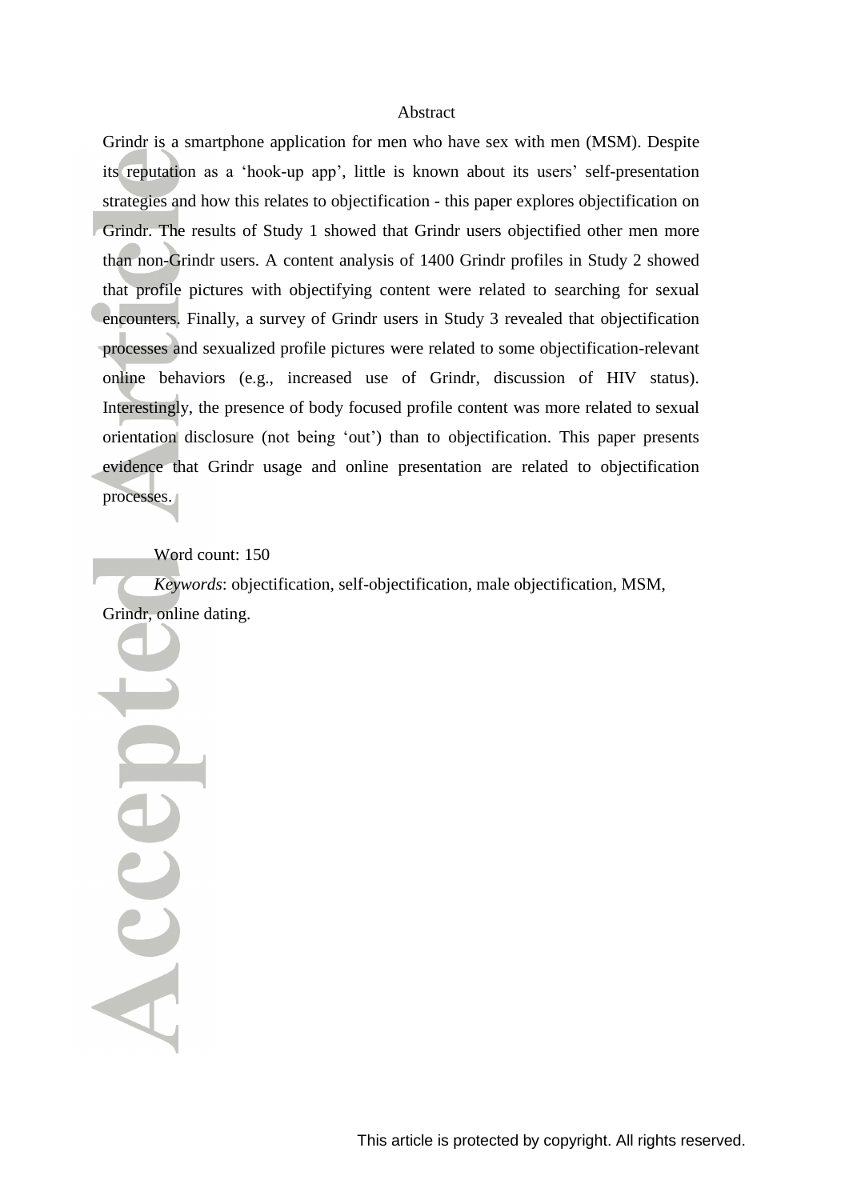## Abstract

Grindr is a smartphone application for men who have sex with men (MSM). Despite its reputation as a 'hook-up app', little is known about its users' self-presentation strategies and how this relates to objectification - this paper explores objectification on Grindr. The results of Study 1 showed that Grindr users objectified other men more than non-Grindr users. A content analysis of 1400 Grindr profiles in Study 2 showed that profile pictures with objectifying content were related to searching for sexual encounters. Finally, a survey of Grindr users in Study 3 revealed that objectification processes and sexualized profile pictures were related to some objectification-relevant online behaviors (e.g., increased use of Grindr, discussion of HIV status). Interestingly, the presence of body focused profile content was more related to sexual orientation disclosure (not being 'out') than to objectification. This paper presents evidence that Grindr usage and online presentation are related to objectification processes.

Word count: 150

*Keywords*: objectification, self-objectification, male objectification, MSM, Grindr, online dating.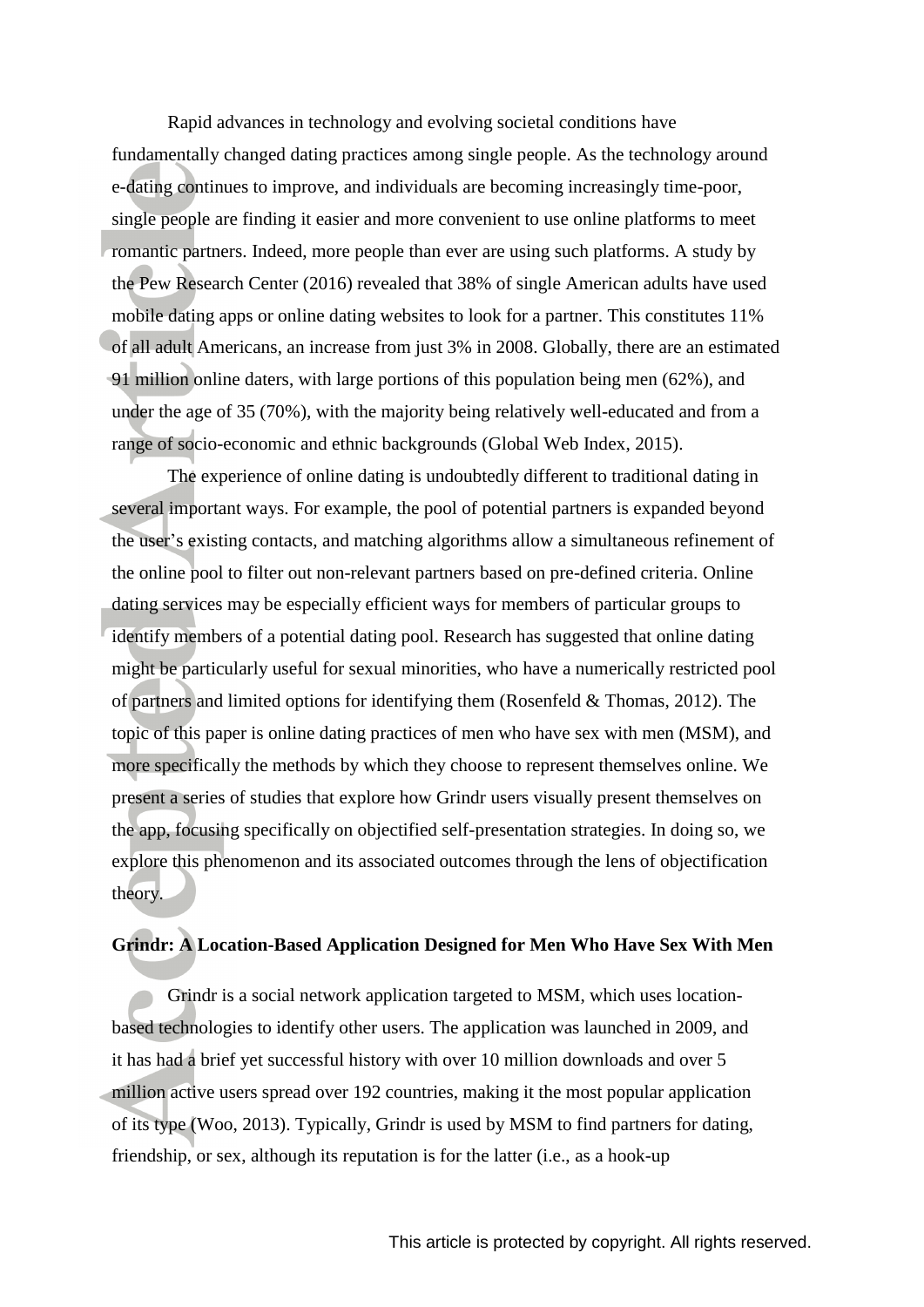Rapid advances in technology and evolving societal conditions have fundamentally changed dating practices among single people. As the technology around e-dating continues to improve, and individuals are becoming increasingly time-poor, single people are finding it easier and more convenient to use online platforms to meet romantic partners. Indeed, more people than ever are using such platforms. A study by the Pew Research Center (2016) revealed that 38% of single American adults have used mobile dating apps or online dating websites to look for a partner. This constitutes 11% of all adult Americans, an increase from just 3% in 2008. Globally, there are an estimated 91 million online daters, with large portions of this population being men (62%), and under the age of 35 (70%), with the majority being relatively well-educated and from a range of socio-economic and ethnic backgrounds (Global Web Index, 2015).

The experience of online dating is undoubtedly different to traditional dating in several important ways. For example, the pool of potential partners is expanded beyond the user's existing contacts, and matching algorithms allow a simultaneous refinement of the online pool to filter out non-relevant partners based on pre-defined criteria. Online dating services may be especially efficient ways for members of particular groups to identify members of a potential dating pool. Research has suggested that online dating might be particularly useful for sexual minorities, who have a numerically restricted pool of partners and limited options for identifying them (Rosenfeld & Thomas, 2012). The topic of this paper is online dating practices of men who have sex with men (MSM), and more specifically the methods by which they choose to represent themselves online. We present a series of studies that explore how Grindr users visually present themselves on the app, focusing specifically on objectified self-presentation strategies. In doing so, we explore this phenomenon and its associated outcomes through the lens of objectification theory.

## Grindr: A Location-Based Application Designed for Men Who Have Sex With Men

Grindr is a social network application targeted to MSM, which uses location-based technologies to identify other users. The application was launched in 2009, and it has had a brief yet successful history with over 10 million downloads and over 5 million active users spread over 192 countries, making it the most popular application of its type (Woo, 2013). Typically, Grindr is used by MSM to find partners for dating, friendship, or sex, although its reputation is for the latter (i.e., as a hook-up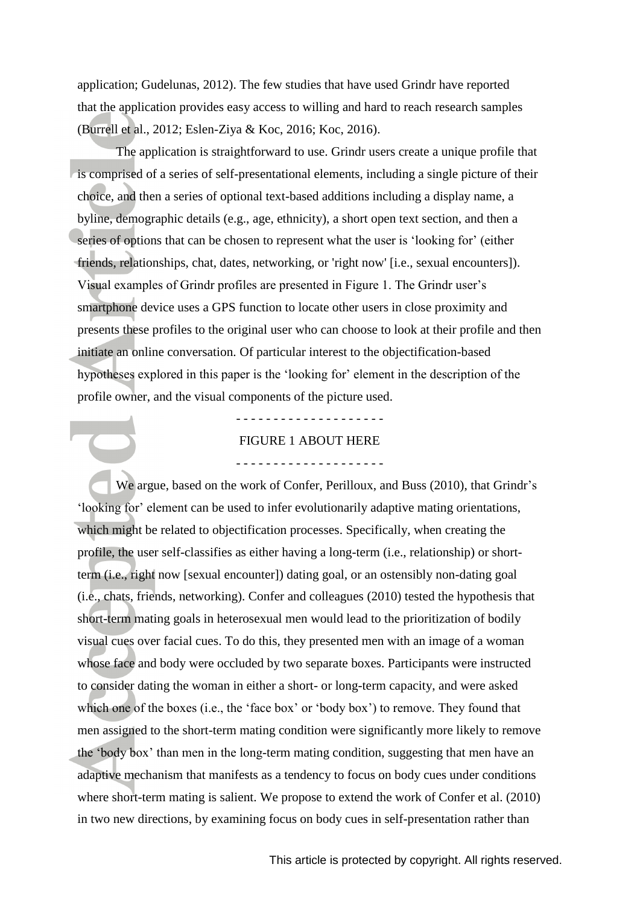application; Gudelunas, 2012). The few studies that have used Grindr have reported that the application provides easy access to willing and hard to reach research samples (Burrell et al., 2012; Eslen-Ziya & Koc, 2016; Koc, 2016).

The application is straightforward to use. Grindr users create a unique profile that is comprised of a series of self-presentational elements, including a single picture of their choice, and then a series of optional text-based additions including a display name, a byline, demographic details (e.g., age, ethnicity), a short open text section, and then a series of options that can be chosen to represent what the user is 'looking for' (either friends, relationships, chat, dates, networking, or 'right now' [i.e., sexual encounters]). Visual examples of Grindr profiles are presented in Figure 1. The Grindr user's smartphone device uses a GPS function to locate other users in close proximity and presents these profiles to the original user who can choose to look at their profile and then initiate an online conversation. Of particular interest to the objectification-based hypotheses explored in this paper is the 'looking for' element in the description of the profile owner, and the visual components of the picture used.

- - - - - - - - - - - - - - - - - - - -

FIGURE 1 ABOUT HERE

- - - - - - - - - - - - - - - - - - - -

We argue, based on the work of Confer, Perilloux, and Buss (2010), that Grindr's 'looking for' element can be used to infer evolutionarily adaptive mating orientations, which might be related to objectification processes. Specifically, when creating the profile, the user self-classifies as either having a long-term (i.e., relationship) or short-term (i.e., right now [sexual encounter]) dating goal, or an ostensibly non-dating goal (i.e., chats, friends, networking). Confer and colleagues (2010) tested the hypothesis that short-term mating goals in heterosexual men would lead to the prioritization of bodily visual cues over facial cues. To do this, they presented men with an image of a woman whose face and body were occluded by two separate boxes. Participants were instructed to consider dating the woman in either a short- or long-term capacity, and were asked which one of the boxes (i.e., the 'face box' or 'body box') to remove. They found that men assigned to the short-term mating condition were significantly more likely to remove the 'body box' than men in the long-term mating condition, suggesting that men have an adaptive mechanism that manifests as a tendency to focus on body cues under conditions where short-term mating is salient. We propose to extend the work of Confer et al. (2010) in two new directions, by examining focus on body cues in self-presentation rather than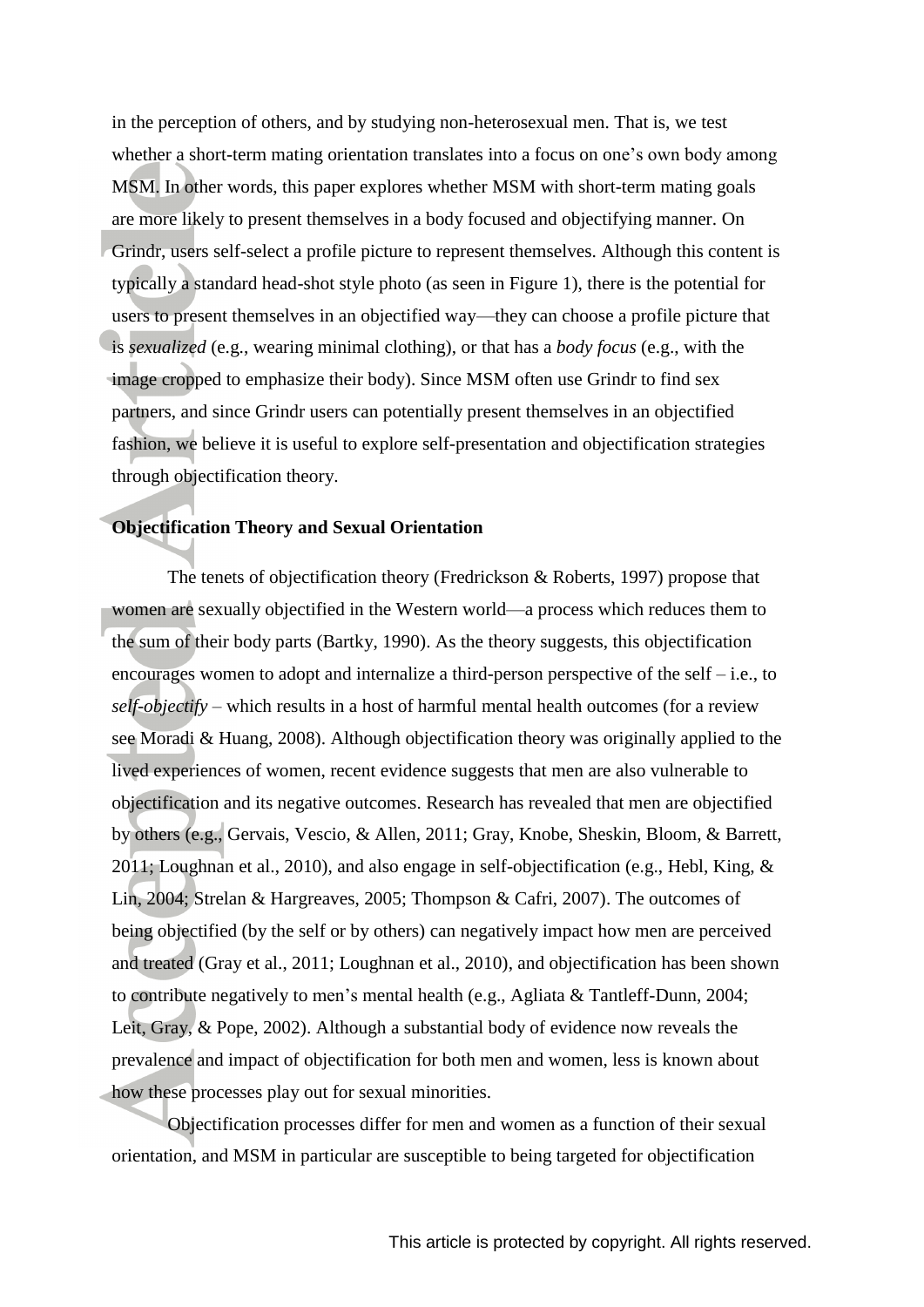in the perception of others, and by studying non-heterosexual men. That is, we test whether a short-term mating orientation translates into a focus on one's own body among MSM. In other words, this paper explores whether MSM with short-term mating goals are more likely to present themselves in a body focused and objectifying manner. On Grindr, users self-select a profile picture to represent themselves. Although this content is typically a standard head-shot style photo (as seen in Figure 1), there is the potential for users to present themselves in an objectified way—they can choose a profile picture that is *sexualized* (e.g., wearing minimal clothing), or that has a *body focus* (e.g., with the image cropped to emphasize their body). Since MSM often use Grindr to find sex partners, and since Grindr users can potentially present themselves in an objectified fashion, we believe it is useful to explore self-presentation and objectification strategies through objectification theory.

## Objectification Theory and Sexual Orientation

The tenets of objectification theory (Fredrickson & Roberts, 1997) propose that women are sexually objectified in the Western world—a process which reduces them to the sum of their body parts (Bartky, 1990). As the theory suggests, this objectification encourages women to adopt and internalize a third-person perspective of the self – i.e., to *self-objectify* – which results in a host of harmful mental health outcomes (for a review see Moradi & Huang, 2008). Although objectification theory was originally applied to the lived experiences of women, recent evidence suggests that men are also vulnerable to objectification and its negative outcomes. Research has revealed that men are objectified by others (e.g., Gervais, Vescio, & Allen, 2011; Gray, Knobe, Sheskin, Bloom, & Barrett, 2011; Loughnan et al., 2010), and also engage in self-objectification (e.g., Hebl, King, & Lin, 2004; Strelan & Hargreaves, 2005; Thompson & Cafri, 2007). The outcomes of being objectified (by the self or by others) can negatively impact how men are perceived and treated (Gray et al., 2011; Loughnan et al., 2010), and objectification has been shown to contribute negatively to men's mental health (e.g., Agliata & Tantleff-Dunn, 2004; Leit, Gray, & Pope, 2002). Although a substantial body of evidence now reveals the prevalence and impact of objectification for both men and women, less is known about how these processes play out for sexual minorities.

Objectification processes differ for men and women as a function of their sexual orientation, and MSM in particular are susceptible to being targeted for objectification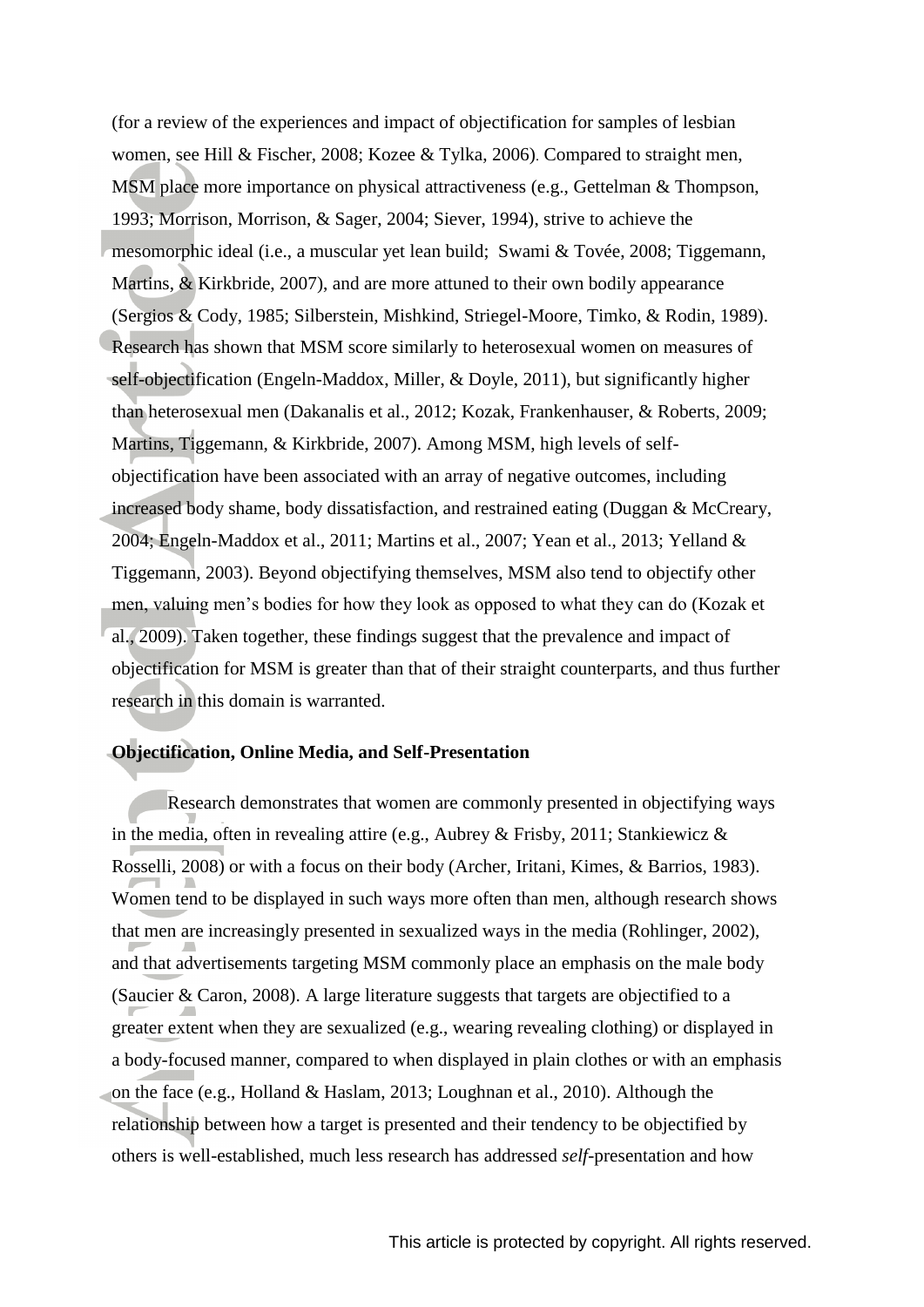(for a review of the experiences and impact of objectification for samples of lesbian women, see Hill & Fischer, 2008; Kozee & Tylka, 2006). Compared to straight men, MSM place more importance on physical attractiveness (e.g., Gettelman & Thompson, 1993; Morrison, Morrison, & Sager, 2004; Siever, 1994), strive to achieve the mesomorphic ideal (i.e., a muscular yet lean build; Swami & Tovée, 2008; Tiggemann, Martins, & Kirkbride, 2007), and are more attuned to their own bodily appearance (Sergios & Cody, 1985; Silberstein, Mishkind, Striegel-Moore, Timko, & Rodin, 1989). Research has shown that MSM score similarly to heterosexual women on measures of self-objectification (Engeln-Maddox, Miller, & Doyle, 2011), but significantly higher than heterosexual men (Dakanalis et al., 2012; Kozak, Frankenhauser, & Roberts, 2009; Martins, Tiggemann, & Kirkbride, 2007). Among MSM, high levels of self-objectification have been associated with an array of negative outcomes, including increased body shame, body dissatisfaction, and restrained eating (Duggan & McCreary, 2004; Engeln-Maddox et al., 2011; Martins et al., 2007; Yean et al., 2013; Yelland & Tiggemann, 2003). Beyond objectifying themselves, MSM also tend to objectify other men, valuing men's bodies for how they look as opposed to what they can do (Kozak et al., 2009). Taken together, these findings suggest that the prevalence and impact of objectification for MSM is greater than that of their straight counterparts, and thus further research in this domain is warranted.

**Objectification, Online Media, and Self-Presentation**

Research demonstrates that women are commonly presented in objectifying ways in the media, often in revealing attire (e.g., Aubrey & Frisby, 2011; Stankiewicz & Rosselli, 2008) or with a focus on their body (Archer, Iritani, Kimes, & Barrios, 1983). Women tend to be displayed in such ways more often than men, although research shows that men are increasingly presented in sexualized ways in the media (Rohlinger, 2002), and that advertisements targeting MSM commonly place an emphasis on the male body (Saucier & Caron, 2008). A large literature suggests that targets are objectified to a greater extent when they are sexualized (e.g., wearing revealing clothing) or displayed in a body-focused manner, compared to when displayed in plain clothes or with an emphasis on the face (e.g., Holland & Haslam, 2013; Loughnan et al., 2010). Although the relationship between how a target is presented and their tendency to be objectified by others is well-established, much less research has addressed *self*-presentation and how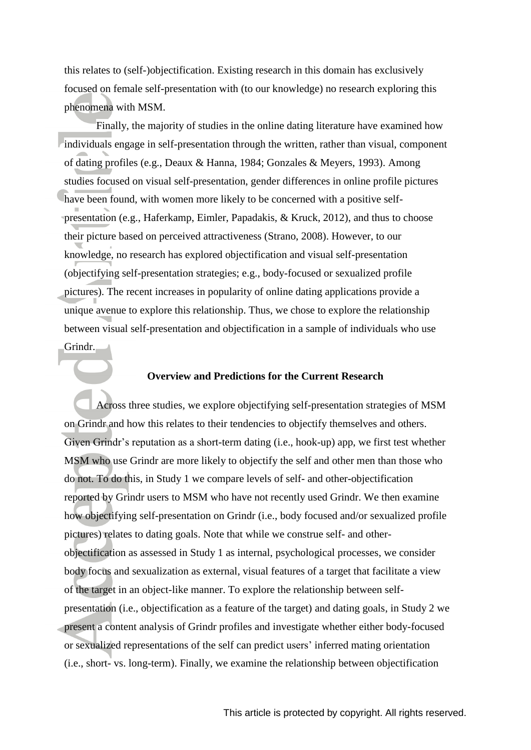this relates to (self-)objectification. Existing research in this domain has exclusively focused on female self-presentation with (to our knowledge) no research exploring this phenomena with MSM.

Finally, the majority of studies in the online dating literature have examined how individuals engage in self-presentation through the written, rather than visual, component of dating profiles (e.g., Deaux & Hanna, 1984; Gonzales & Meyers, 1993). Among studies focused on visual self-presentation, gender differences in online profile pictures have been found, with women more likely to be concerned with a positive self-presentation (e.g., Haferkamp, Eimler, Papadakis, & Kruck, 2012), and thus to choose their picture based on perceived attractiveness (Strano, 2008). However, to our knowledge, no research has explored objectification and visual self-presentation (objectifying self-presentation strategies; e.g., body-focused or sexualized profile pictures). The recent increases in popularity of online dating applications provide a unique avenue to explore this relationship. Thus, we chose to explore the relationship between visual self-presentation and objectification in a sample of individuals who use Grindr.

## Overview and Predictions for the Current Research

Across three studies, we explore objectifying self-presentation strategies of MSM on Grindr and how this relates to their tendencies to objectify themselves and others. Given Grindr's reputation as a short-term dating (i.e., hook-up) app, we first test whether MSM who use Grindr are more likely to objectify the self and other men than those who do not. To do this, in Study 1 we compare levels of self- and other-objectification reported by Grindr users to MSM who have not recently used Grindr. We then examine how objectifying self-presentation on Grindr (i.e., body focused and/or sexualized profile pictures) relates to dating goals. Note that while we construe self- and other-objectification as assessed in Study 1 as internal, psychological processes, we consider body focus and sexualization as external, visual features of a target that facilitate a view of the target in an object-like manner. To explore the relationship between self-presentation (i.e., objectification as a feature of the target) and dating goals, in Study 2 we present a content analysis of Grindr profiles and investigate whether either body-focused or sexualized representations of the self can predict users' inferred mating orientation (i.e., short- vs. long-term). Finally, we examine the relationship between objectification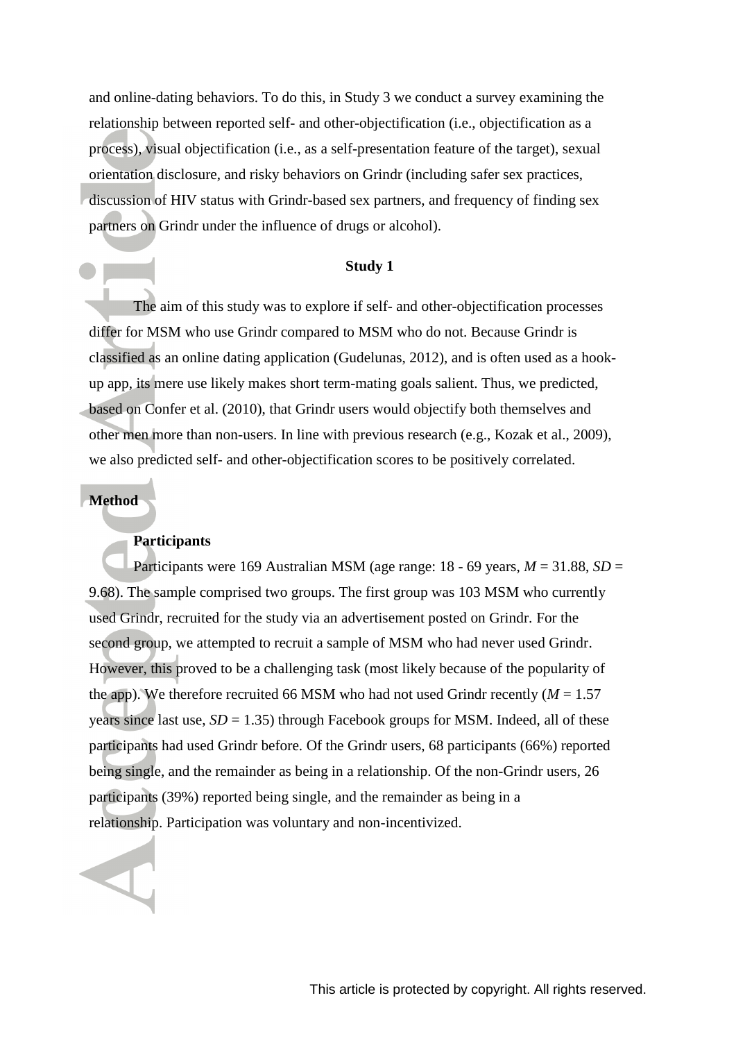and online-dating behaviors. To do this, in Study 3 we conduct a survey examining the relationship between reported self- and other-objectification (i.e., objectification as a process), visual objectification (i.e., as a self-presentation feature of the target), sexual orientation disclosure, and risky behaviors on Grindr (including safer sex practices, discussion of HIV status with Grindr-based sex partners, and frequency of finding sex partners on Grindr under the influence of drugs or alcohol).

## Study 1

The aim of this study was to explore if self- and other-objectification processes differ for MSM who use Grindr compared to MSM who do not. Because Grindr is classified as an online dating application (Gudelunas, 2012), and is often used as a hook-up app, its mere use likely makes short term-mating goals salient. Thus, we predicted, based on Confer et al. (2010), that Grindr users would objectify both themselves and other men more than non-users. In line with previous research (e.g., Kozak et al., 2009), we also predicted self- and other-objectification scores to be positively correlated.

### Method

#### Participants

Participants were 169 Australian MSM (age range: 18 - 69 years, $M$ = 31.88, $SD$ = 9.68). The sample comprised two groups. The first group was 103 MSM who currently used Grindr, recruited for the study via an advertisement posted on Grindr. For the second group, we attempted to recruit a sample of MSM who had never used Grindr. However, this proved to be a challenging task (most likely because of the popularity of the app). We therefore recruited 66 MSM who had not used Grindr recently ($M$ = 1.57 years since last use, $SD$ = 1.35) through Facebook groups for MSM. Indeed, all of these participants had used Grindr before. Of the Grindr users, 68 participants (66%) reported being single, and the remainder as being in a relationship. Of the non-Grindr users, 26 participants (39%) reported being single, and the remainder as being in a relationship. Participation was voluntary and non-incentivized.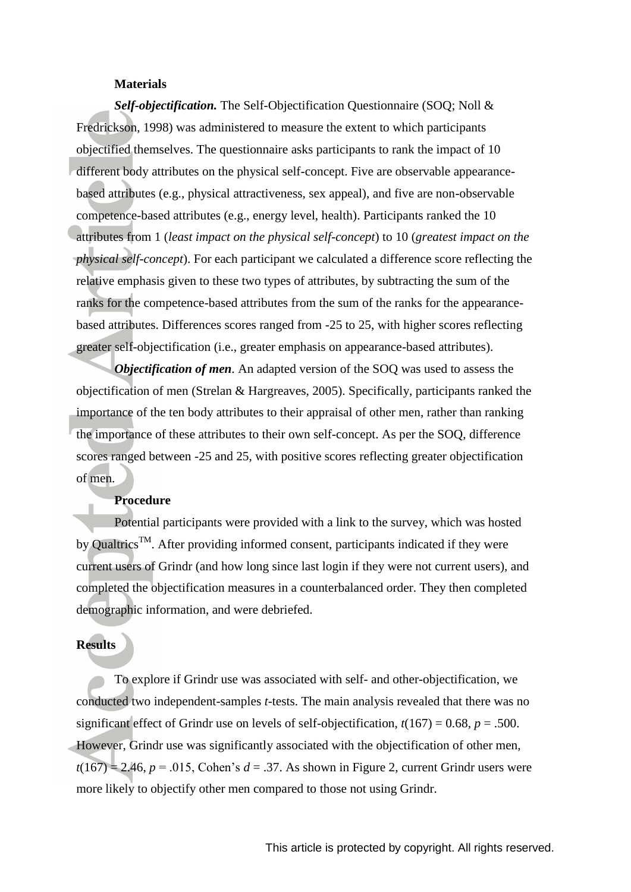### Materials

***Self-objectification.*** The Self-Objectification Questionnaire (SOQ; Noll & Fredrickson, 1998) was administered to measure the extent to which participants objectified themselves. The questionnaire asks participants to rank the impact of 10 different body attributes on the physical self-concept. Five are observable appearance-based attributes (e.g., physical attractiveness, sex appeal), and five are non-observable competence-based attributes (e.g., energy level, health). Participants ranked the 10 attributes from 1 (*least impact on the physical self-concept*) to 10 (*greatest impact on the physical self-concept*). For each participant we calculated a difference score reflecting the relative emphasis given to these two types of attributes, by subtracting the sum of the ranks for the competence-based attributes from the sum of the ranks for the appearance-based attributes. Differences scores ranged from -25 to 25, with higher scores reflecting greater self-objectification (i.e., greater emphasis on appearance-based attributes).

***Objectification of men*.** An adapted version of the SOQ was used to assess the objectification of men (Strelan & Hargreaves, 2005). Specifically, participants ranked the importance of the ten body attributes to their appraisal of other men, rather than ranking the importance of these attributes to their own self-concept. As per the SOQ, difference scores ranged between -25 and 25, with positive scores reflecting greater objectification of men.

### Procedure

Potential participants were provided with a link to the survey, which was hosted by Qualtrics™. After providing informed consent, participants indicated if they were current users of Grindr (and how long since last login if they were not current users), and completed the objectification measures in a counterbalanced order. They then completed demographic information, and were debriefed.

## Results

To explore if Grindr use was associated with self- and other-objectification, we conducted two independent-samples *t*-tests. The main analysis revealed that there was no significant effect of Grindr use on levels of self-objectification, $t(167) = 0.68$, $p = .500$. However, Grindr use was significantly associated with the objectification of other men, $t(167) = 2.46$, $p = .015$, Cohen's $d = .37$. As shown in Figure 2, current Grindr users were more likely to objectify other men compared to those not using Grindr.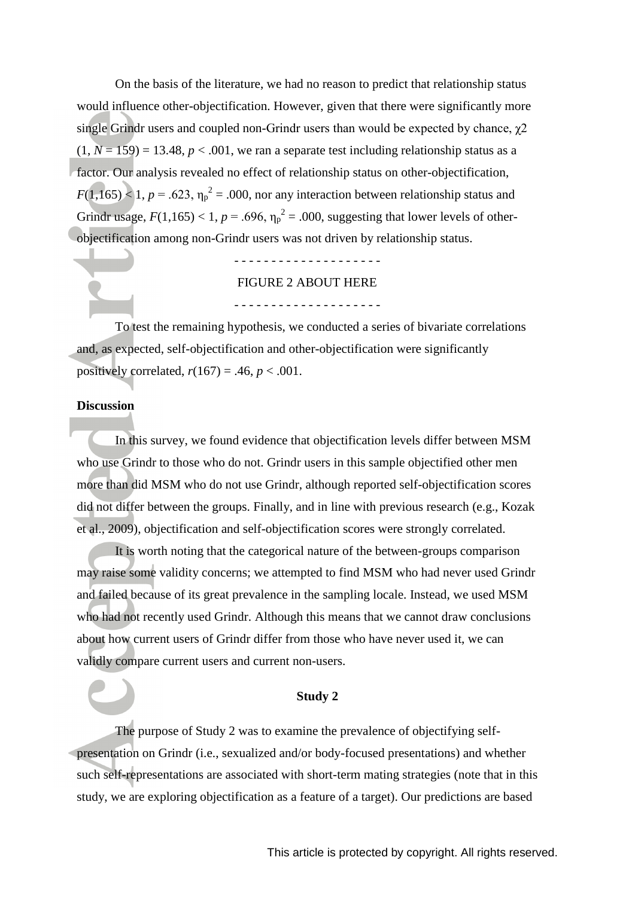On the basis of the literature, we had no reason to predict that relationship status would influence other-objectification. However, given that there were significantly more single Grindr users and coupled non-Grindr users than would be expected by chance, $\chi 2$ $(1, N = 159) = 13.48$, $p < .001$, we ran a separate test including relationship status as a factor. Our analysis revealed no effect of relationship status on other-objectification, $F(1,165) < 1$, $p = .623$, $\eta_p^2 = .000$, nor any interaction between relationship status and Grindr usage, $F(1,165) < 1$, $p = .696$, $\eta_p^2 = .000$, suggesting that lower levels of other-objectification among non-Grindr users was not driven by relationship status.

- - - - - - - - - - - - - - - - - - - -

FIGURE 2 ABOUT HERE

- - - - - - - - - - - - - - - - - - - -

To test the remaining hypothesis, we conducted a series of bivariate correlations and, as expected, self-objectification and other-objectification were significantly positively correlated, $r(167) = .46$, $p < .001$.

**Discussion**

In this survey, we found evidence that objectification levels differ between MSM who use Grindr to those who do not. Grindr users in this sample objectified other men more than did MSM who do not use Grindr, although reported self-objectification scores did not differ between the groups. Finally, and in line with previous research (e.g., Kozak et al., 2009), objectification and self-objectification scores were strongly correlated.

It is worth noting that the categorical nature of the between-groups comparison may raise some validity concerns; we attempted to find MSM who had never used Grindr and failed because of its great prevalence in the sampling locale. Instead, we used MSM who had not recently used Grindr. Although this means that we cannot draw conclusions about how current users of Grindr differ from those who have never used it, we can validly compare current users and current non-users.

## Study 2

The purpose of Study 2 was to examine the prevalence of objectifying self-presentation on Grindr (i.e., sexualized and/or body-focused presentations) and whether such self-representations are associated with short-term mating strategies (note that in this study, we are exploring objectification as a feature of a target). Our predictions are based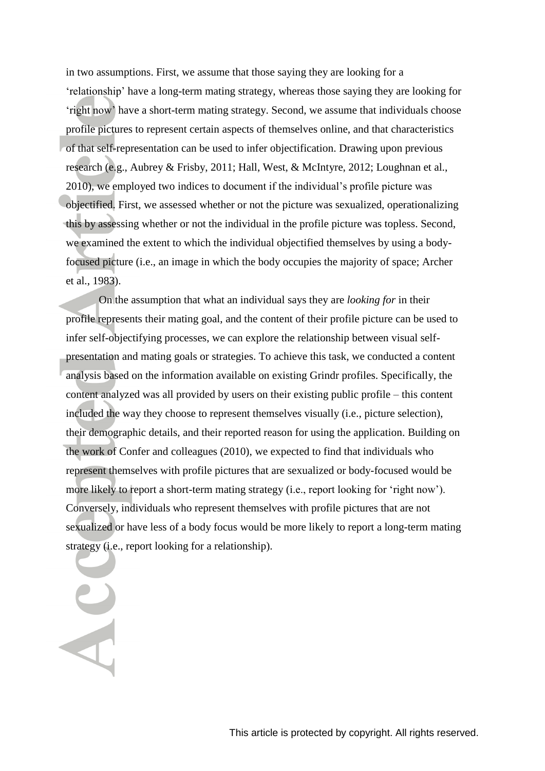in two assumptions. First, we assume that those saying they are looking for a 'relationship' have a long-term mating strategy, whereas those saying they are looking for 'right now' have a short-term mating strategy. Second, we assume that individuals choose profile pictures to represent certain aspects of themselves online, and that characteristics of that self-representation can be used to infer objectification. Drawing upon previous research (e.g., Aubrey & Frisby, 2011; Hall, West, & McIntyre, 2012; Loughnan et al., 2010), we employed two indices to document if the individual's profile picture was objectified. First, we assessed whether or not the picture was sexualized, operationalizing this by assessing whether or not the individual in the profile picture was topless. Second, we examined the extent to which the individual objectified themselves by using a body-focused picture (i.e., an image in which the body occupies the majority of space; Archer et al., 1983).

On the assumption that what an individual says they are *looking for* in their profile represents their mating goal, and the content of their profile picture can be used to infer self-objectifying processes, we can explore the relationship between visual self-presentation and mating goals or strategies. To achieve this task, we conducted a content analysis based on the information available on existing Grindr profiles. Specifically, the content analyzed was all provided by users on their existing public profile – this content included the way they choose to represent themselves visually (i.e., picture selection), their demographic details, and their reported reason for using the application. Building on the work of Confer and colleagues (2010), we expected to find that individuals who represent themselves with profile pictures that are sexualized or body-focused would be more likely to report a short-term mating strategy (i.e., report looking for 'right now'). Conversely, individuals who represent themselves with profile pictures that are not sexualized or have less of a body focus would be more likely to report a long-term mating strategy (i.e., report looking for a relationship).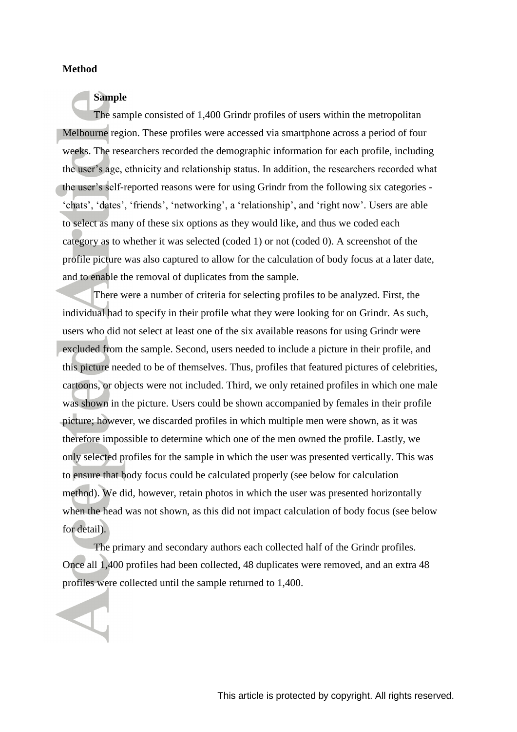## Method

### Sample

The sample consisted of 1,400 Grindr profiles of users within the metropolitan Melbourne region. These profiles were accessed via smartphone across a period of four weeks. The researchers recorded the demographic information for each profile, including the user's age, ethnicity and relationship status. In addition, the researchers recorded what the user's self-reported reasons were for using Grindr from the following six categories - 'chats', 'dates', 'friends', 'networking', a 'relationship', and 'right now'. Users are able to select as many of these six options as they would like, and thus we coded each category as to whether it was selected (coded 1) or not (coded 0). A screenshot of the profile picture was also captured to allow for the calculation of body focus at a later date, and to enable the removal of duplicates from the sample.

There were a number of criteria for selecting profiles to be analyzed. First, the individual had to specify in their profile what they were looking for on Grindr. As such, users who did not select at least one of the six available reasons for using Grindr were excluded from the sample. Second, users needed to include a picture in their profile, and this picture needed to be of themselves. Thus, profiles that featured pictures of celebrities, cartoons, or objects were not included. Third, we only retained profiles in which one male was shown in the picture. Users could be shown accompanied by females in their profile picture; however, we discarded profiles in which multiple men were shown, as it was therefore impossible to determine which one of the men owned the profile. Lastly, we only selected profiles for the sample in which the user was presented vertically. This was to ensure that body focus could be calculated properly (see below for calculation method). We did, however, retain photos in which the user was presented horizontally when the head was not shown, as this did not impact calculation of body focus (see below for detail).

The primary and secondary authors each collected half of the Grindr profiles. Once all 1,400 profiles had been collected, 48 duplicates were removed, and an extra 48 profiles were collected until the sample returned to 1,400.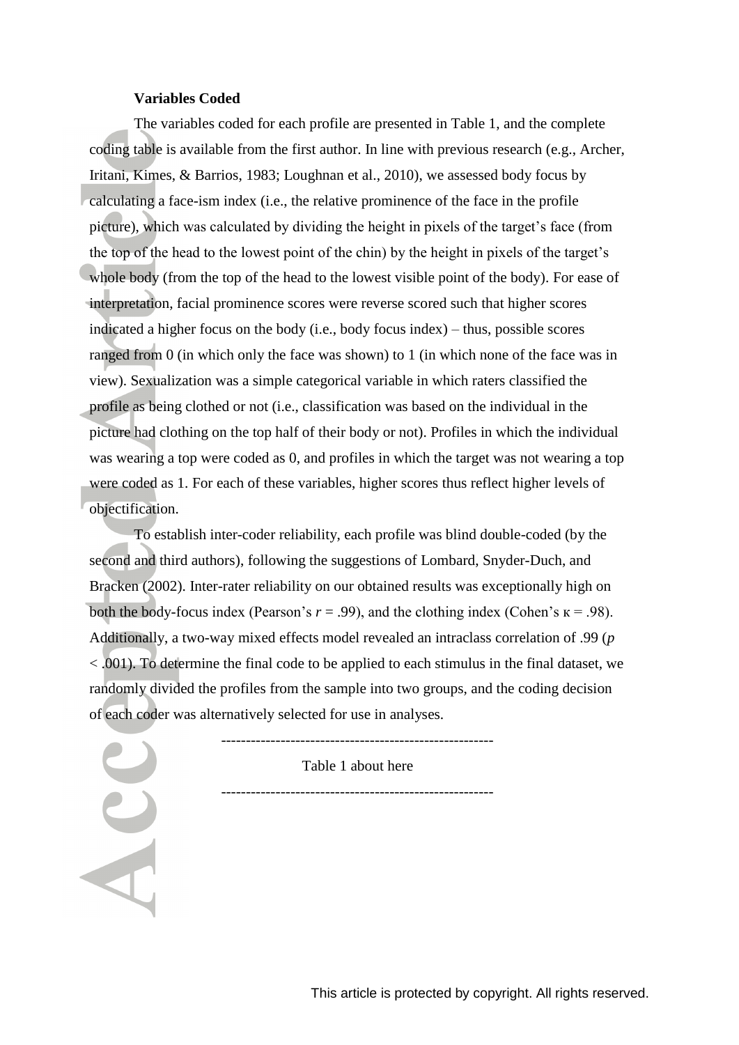**Variables Coded**

The variables coded for each profile are presented in Table 1, and the complete coding table is available from the first author. In line with previous research (e.g., Archer, Iritani, Kimes, & Barrios, 1983; Loughnan et al., 2010), we assessed body focus by calculating a face-ism index (i.e., the relative prominence of the face in the profile picture), which was calculated by dividing the height in pixels of the target's face (from the top of the head to the lowest point of the chin) by the height in pixels of the target's whole body (from the top of the head to the lowest visible point of the body). For ease of interpretation, facial prominence scores were reverse scored such that higher scores indicated a higher focus on the body (i.e., body focus index) – thus, possible scores ranged from 0 (in which only the face was shown) to 1 (in which none of the face was in view). Sexualization was a simple categorical variable in which raters classified the profile as being clothed or not (i.e., classification was based on the individual in the picture had clothing on the top half of their body or not). Profiles in which the individual was wearing a top were coded as 0, and profiles in which the target was not wearing a top were coded as 1. For each of these variables, higher scores thus reflect higher levels of objectification.

To establish inter-coder reliability, each profile was blind double-coded (by the second and third authors), following the suggestions of Lombard, Snyder-Duch, and Bracken (2002). Inter-rater reliability on our obtained results was exceptionally high on both the body-focus index (Pearson's $r = .99$), and the clothing index (Cohen's $\kappa = .98$). Additionally, a two-way mixed effects model revealed an intraclass correlation of .99 ($p < .001$). To determine the final code to be applied to each stimulus in the final dataset, we randomly divided the profiles from the sample into two groups, and the coding decision of each coder was alternatively selected for use in analyses.

------------------------------------------------------

Table 1 about here

------------------------------------------------------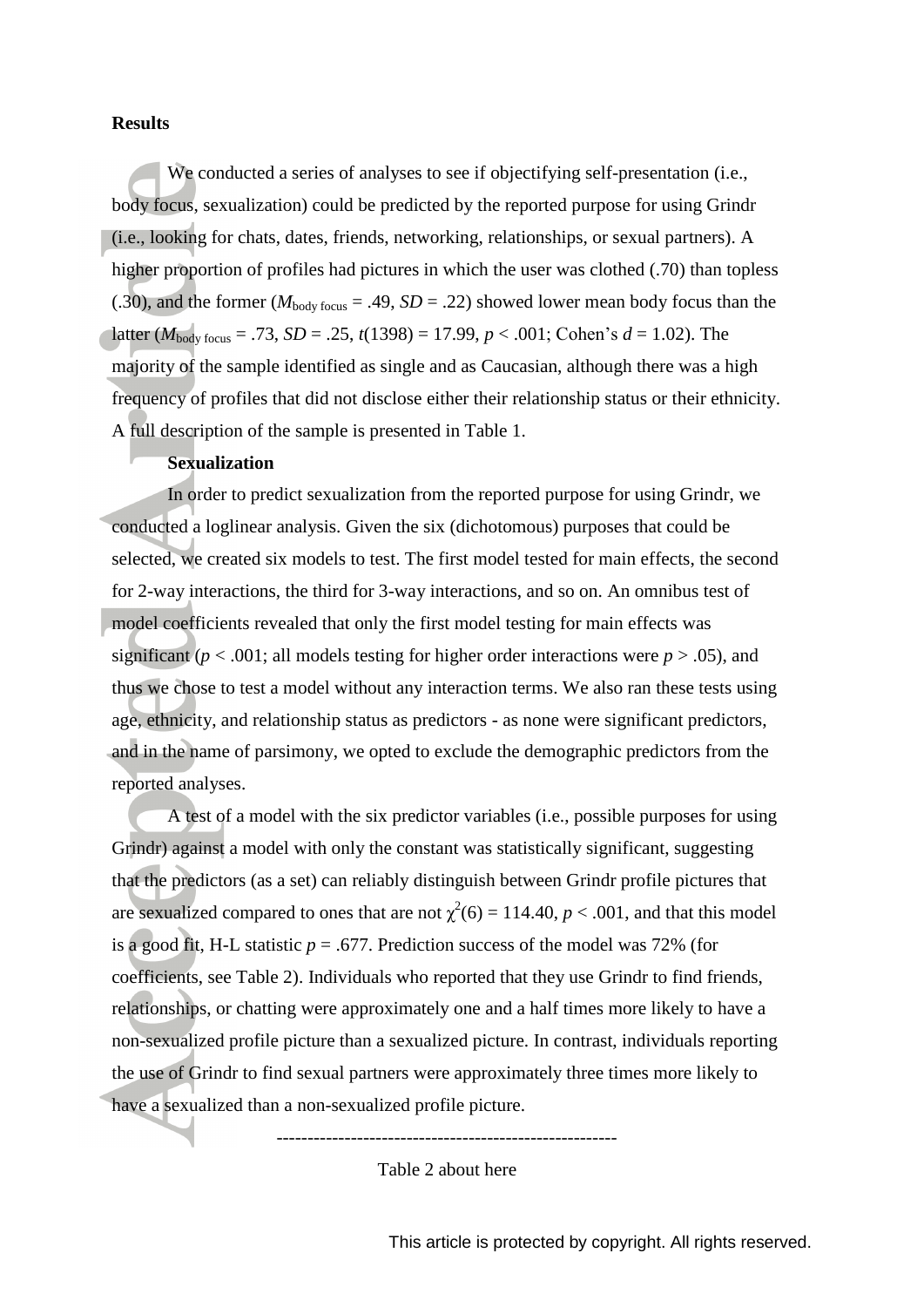**Results**

We conducted a series of analyses to see if objectifying self-presentation (i.e., body focus, sexualization) could be predicted by the reported purpose for using Grindr (i.e., looking for chats, dates, friends, networking, relationships, or sexual partners). A higher proportion of profiles had pictures in which the user was clothed (.70) than topless (.30), and the former ($M_{\text{body focus}}$ = .49, *SD* = .22) showed lower mean body focus than the latter ($M_{\text{body focus}}$ = .73, *SD* = .25, $t(1398) = 17.99$, $p < .001$; Cohen's $d = 1.02$). The majority of the sample identified as single and as Caucasian, although there was a high frequency of profiles that did not disclose either their relationship status or their ethnicity. A full description of the sample is presented in Table 1.

**Sexualization**

In order to predict sexualization from the reported purpose for using Grindr, we conducted a loglinear analysis. Given the six (dichotomous) purposes that could be selected, we created six models to test. The first model tested for main effects, the second for 2-way interactions, the third for 3-way interactions, and so on. An omnibus test of model coefficients revealed that only the first model testing for main effects was significant ($p < .001$; all models testing for higher order interactions were $p > .05$), and thus we chose to test a model without any interaction terms. We also ran these tests using age, ethnicity, and relationship status as predictors - as none were significant predictors, and in the name of parsimony, we opted to exclude the demographic predictors from the reported analyses.

A test of a model with the six predictor variables (i.e., possible purposes for using Grindr) against a model with only the constant was statistically significant, suggesting that the predictors (as a set) can reliably distinguish between Grindr profile pictures that are sexualized compared to ones that are not $\chi^2(6) = 114.40$, $p < .001$, and that this model is a good fit, H-L statistic $p = .677$. Prediction success of the model was 72% (for coefficients, see Table 2). Individuals who reported that they use Grindr to find friends, relationships, or chatting were approximately one and a half times more likely to have a non-sexualized profile picture than a sexualized picture. In contrast, individuals reporting the use of Grindr to find sexual partners were approximately three times more likely to have a sexualized than a non-sexualized profile picture.

------------------------------------------------------

Table 2 about here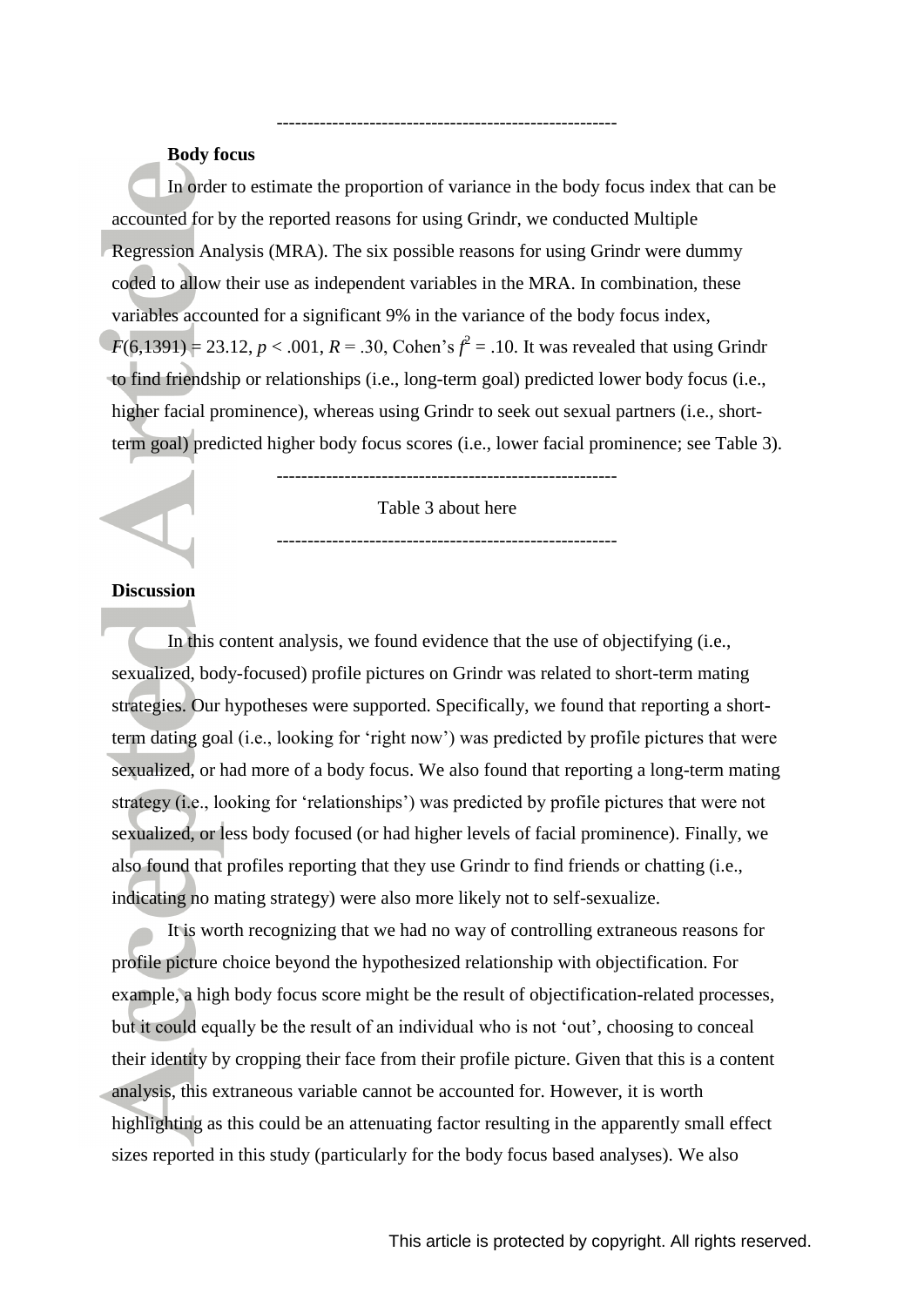-------------------------------------------------------

**Body focus**

In order to estimate the proportion of variance in the body focus index that can be accounted for by the reported reasons for using Grindr, we conducted Multiple Regression Analysis (MRA). The six possible reasons for using Grindr were dummy coded to allow their use as independent variables in the MRA. In combination, these variables accounted for a significant 9% in the variance of the body focus index, $F(6,1391) = 23.12$, $p < .001$, $R = .30$, Cohen's $f^2 = .10$. It was revealed that using Grindr to find friendship or relationships (i.e., long-term goal) predicted lower body focus (i.e., higher facial prominence), whereas using Grindr to seek out sexual partners (i.e., short-term goal) predicted higher body focus scores (i.e., lower facial prominence; see Table 3).

-------------------------------------------------------

Table 3 about here

-------------------------------------------------------

## Discussion

In this content analysis, we found evidence that the use of objectifying (i.e., sexualized, body-focused) profile pictures on Grindr was related to short-term mating strategies. Our hypotheses were supported. Specifically, we found that reporting a short-term dating goal (i.e., looking for 'right now') was predicted by profile pictures that were sexualized, or had more of a body focus. We also found that reporting a long-term mating strategy (i.e., looking for 'relationships') was predicted by profile pictures that were not sexualized, or less body focused (or had higher levels of facial prominence). Finally, we also found that profiles reporting that they use Grindr to find friends or chatting (i.e., indicating no mating strategy) were also more likely not to self-sexualize.

It is worth recognizing that we had no way of controlling extraneous reasons for profile picture choice beyond the hypothesized relationship with objectification. For example, a high body focus score might be the result of objectification-related processes, but it could equally be the result of an individual who is not 'out', choosing to conceal their identity by cropping their face from their profile picture. Given that this is a content analysis, this extraneous variable cannot be accounted for. However, it is worth highlighting as this could be an attenuating factor resulting in the apparently small effect sizes reported in this study (particularly for the body focus based analyses). We also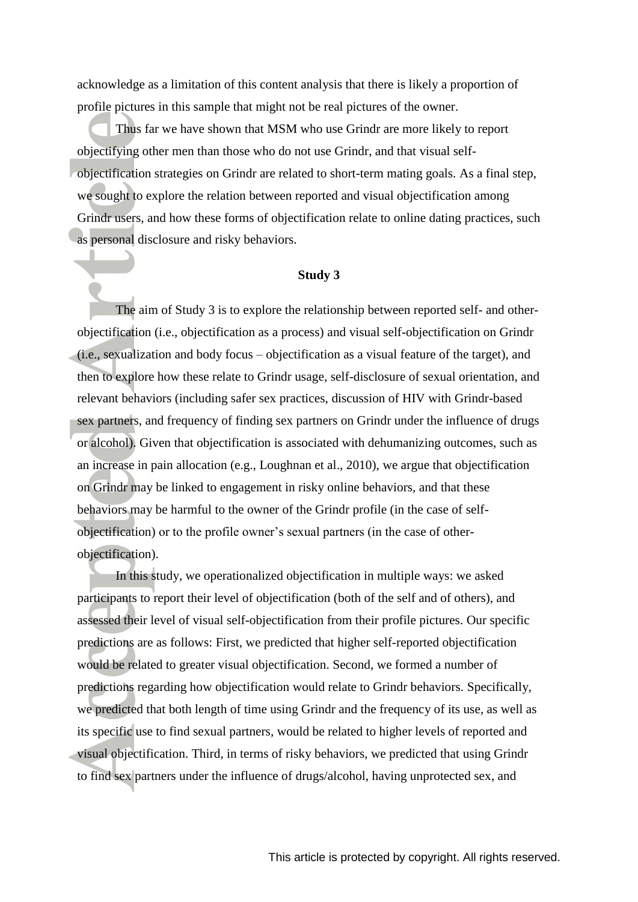acknowledge as a limitation of this content analysis that there is likely a proportion of profile pictures in this sample that might not be real pictures of the owner.

Thus far we have shown that MSM who use Grindr are more likely to report objectifying other men than those who do not use Grindr, and that visual self-objectification strategies on Grindr are related to short-term mating goals. As a final step, we sought to explore the relation between reported and visual objectification among Grindr users, and how these forms of objectification relate to online dating practices, such as personal disclosure and risky behaviors.

## Study 3

The aim of Study 3 is to explore the relationship between reported self- and other-objectification (i.e., objectification as a process) and visual self-objectification on Grindr (i.e., sexualization and body focus – objectification as a visual feature of the target), and then to explore how these relate to Grindr usage, self-disclosure of sexual orientation, and relevant behaviors (including safer sex practices, discussion of HIV with Grindr-based sex partners, and frequency of finding sex partners on Grindr under the influence of drugs or alcohol). Given that objectification is associated with dehumanizing outcomes, such as an increase in pain allocation (e.g., Loughnan et al., 2010), we argue that objectification on Grindr may be linked to engagement in risky online behaviors, and that these behaviors may be harmful to the owner of the Grindr profile (in the case of self-objectification) or to the profile owner's sexual partners (in the case of other-objectification).

In this study, we operationalized objectification in multiple ways: we asked participants to report their level of objectification (both of the self and of others), and assessed their level of visual self-objectification from their profile pictures. Our specific predictions are as follows: First, we predicted that higher self-reported objectification would be related to greater visual objectification. Second, we formed a number of predictions regarding how objectification would relate to Grindr behaviors. Specifically, we predicted that both length of time using Grindr and the frequency of its use, as well as its specific use to find sexual partners, would be related to higher levels of reported and visual objectification. Third, in terms of risky behaviors, we predicted that using Grindr to find sex partners under the influence of drugs/alcohol, having unprotected sex, and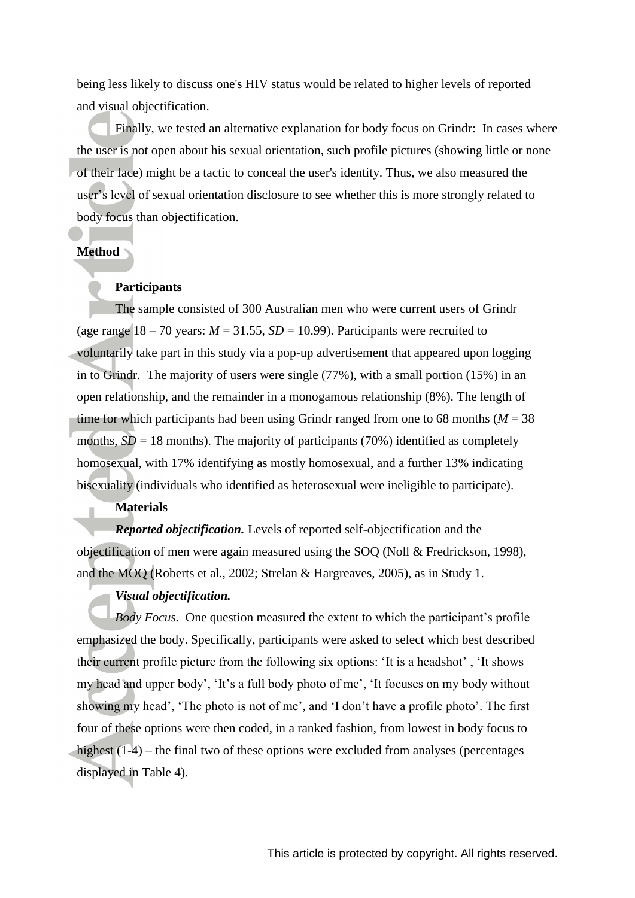being less likely to discuss one's HIV status would be related to higher levels of reported and visual objectification.

Finally, we tested an alternative explanation for body focus on Grindr: In cases where the user is not open about his sexual orientation, such profile pictures (showing little or none of their face) might be a tactic to conceal the user's identity. Thus, we also measured the user's level of sexual orientation disclosure to see whether this is more strongly related to body focus than objectification.

## Method

### Participants

The sample consisted of 300 Australian men who were current users of Grindr (age range 18 – 70 years: *M* = 31.55, *SD* = 10.99). Participants were recruited to voluntarily take part in this study via a pop-up advertisement that appeared upon logging in to Grindr. The majority of users were single (77%), with a small portion (15%) in an open relationship, and the remainder in a monogamous relationship (8%). The length of time for which participants had been using Grindr ranged from one to 68 months (*M* = 38 months, *SD* = 18 months). The majority of participants (70%) identified as completely homosexual, with 17% identifying as mostly homosexual, and a further 13% indicating bisexuality (individuals who identified as heterosexual were ineligible to participate).

### Materials

***Reported objectification.*** Levels of reported self-objectification and the objectification of men were again measured using the SOQ (Noll & Fredrickson, 1998), and the MOQ (Roberts et al., 2002; Strelan & Hargreaves, 2005), as in Study 1.

***Visual objectification.***

*Body Focus.* One question measured the extent to which the participant's profile emphasized the body. Specifically, participants were asked to select which best described their current profile picture from the following six options: 'It is a headshot' , 'It shows my head and upper body', 'It's a full body photo of me', 'It focuses on my body without showing my head', 'The photo is not of me', and 'I don't have a profile photo'. The first four of these options were then coded, in a ranked fashion, from lowest in body focus to highest (1-4) – the final two of these options were excluded from analyses (percentages displayed in Table 4).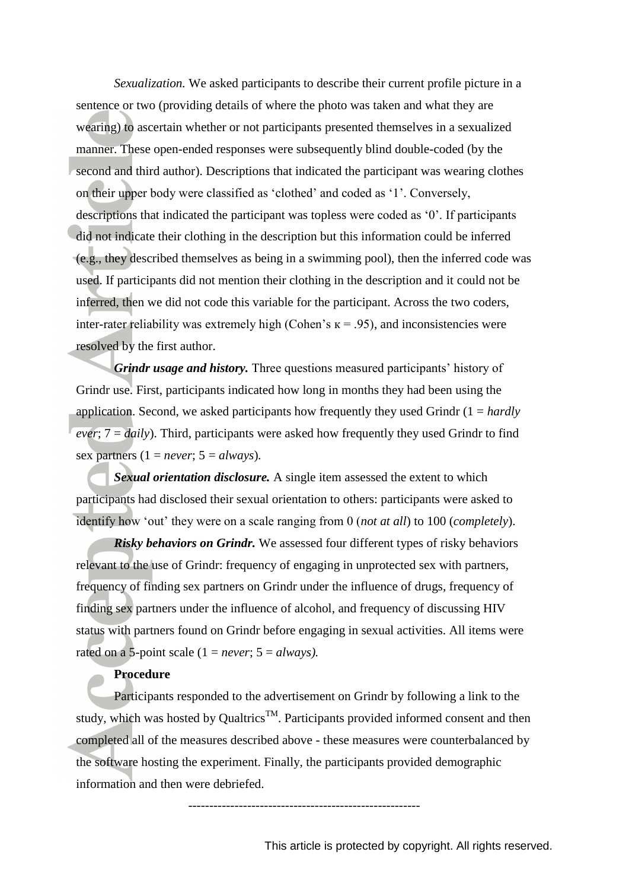*Sexualization.* We asked participants to describe their current profile picture in a sentence or two (providing details of where the photo was taken and what they are wearing) to ascertain whether or not participants presented themselves in a sexualized manner. These open-ended responses were subsequently blind double-coded (by the second and third author). Descriptions that indicated the participant was wearing clothes on their upper body were classified as 'clothed' and coded as '1'. Conversely, descriptions that indicated the participant was topless were coded as '0'. If participants did not indicate their clothing in the description but this information could be inferred (e.g., they described themselves as being in a swimming pool), then the inferred code was used. If participants did not mention their clothing in the description and it could not be inferred, then we did not code this variable for the participant. Across the two coders, inter-rater reliability was extremely high (Cohen's $\kappa = .95$), and inconsistencies were resolved by the first author.

***Grindr usage and history.*** Three questions measured participants' history of Grindr use. First, participants indicated how long in months they had been using the application. Second, we asked participants how frequently they used Grindr (1 = *hardly ever*; 7 = *daily*). Third, participants were asked how frequently they used Grindr to find sex partners (1 = *never*; 5 = *always*).

***Sexual orientation disclosure.*** A single item assessed the extent to which participants had disclosed their sexual orientation to others: participants were asked to identify how 'out' they were on a scale ranging from 0 (*not at all*) to 100 (*completely*).

***Risky behaviors on Grindr.*** We assessed four different types of risky behaviors relevant to the use of Grindr: frequency of engaging in unprotected sex with partners, frequency of finding sex partners on Grindr under the influence of drugs, frequency of finding sex partners under the influence of alcohol, and frequency of discussing HIV status with partners found on Grindr before engaging in sexual activities. All items were rated on a 5-point scale (1 = *never*; 5 = *always).*

**Procedure**

Participants responded to the advertisement on Grindr by following a link to the study, which was hosted by Qualtrics™. Participants provided informed consent and then completed all of the measures described above - these measures were counterbalanced by the software hosting the experiment. Finally, the participants provided demographic information and then were debriefed.

------------------------------------------------------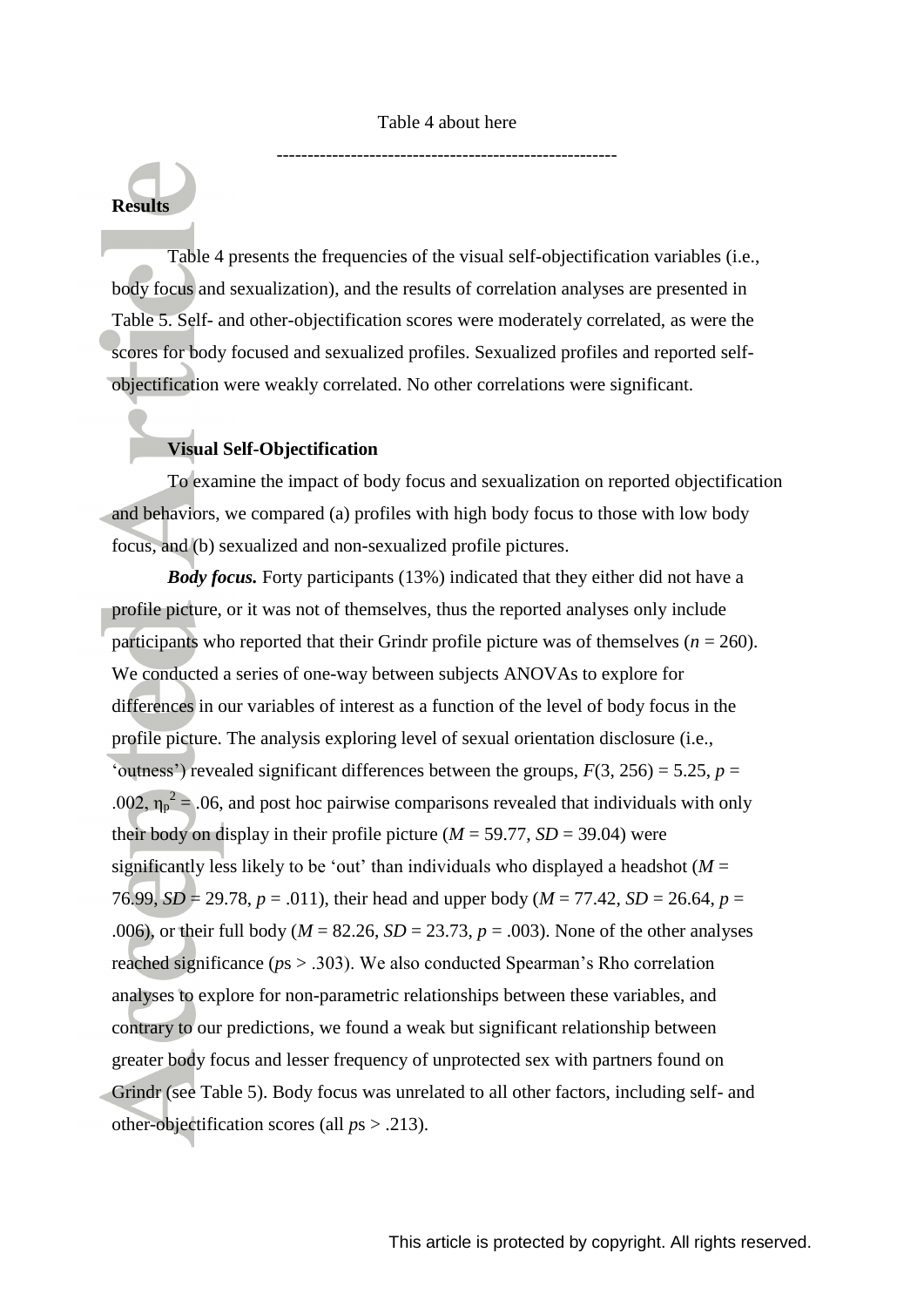Table 4 about here

-------------------------------------------------------

**Results**

Table 4 presents the frequencies of the visual self-objectification variables (i.e., body focus and sexualization), and the results of correlation analyses are presented in Table 5. Self- and other-objectification scores were moderately correlated, as were the scores for body focused and sexualized profiles. Sexualized profiles and reported self-objectification were weakly correlated. No other correlations were significant.

**Visual Self-Objectification**

To examine the impact of body focus and sexualization on reported objectification and behaviors, we compared (a) profiles with high body focus to those with low body focus, and (b) sexualized and non-sexualized profile pictures.

***Body focus.*** Forty participants (13%) indicated that they either did not have a profile picture, or it was not of themselves, thus the reported analyses only include participants who reported that their Grindr profile picture was of themselves ($n$ = 260). We conducted a series of one-way between subjects ANOVAs to explore for differences in our variables of interest as a function of the level of body focus in the profile picture. The analysis exploring level of sexual orientation disclosure (i.e., 'outness') revealed significant differences between the groups, $F(3, 256) = 5.25$, $p = .002$, $\eta_p^2 = .06$, and post hoc pairwise comparisons revealed that individuals with only their body on display in their profile picture ($M$ = 59.77, $SD$ = 39.04) were significantly less likely to be 'out' than individuals who displayed a headshot ($M$ = 76.99, $SD$ = 29.78, $p$ = .011), their head and upper body ($M$ = 77.42, $SD$ = 26.64, $p$ = .006), or their full body ($M$ = 82.26, $SD$ = 23.73, $p$ = .003). None of the other analyses reached significance ($p$s > .303). We also conducted Spearman's Rho correlation analyses to explore for non-parametric relationships between these variables, and contrary to our predictions, we found a weak but significant relationship between greater body focus and lesser frequency of unprotected sex with partners found on Grindr (see Table 5). Body focus was unrelated to all other factors, including self- and other-objectification scores (all $p$s > .213).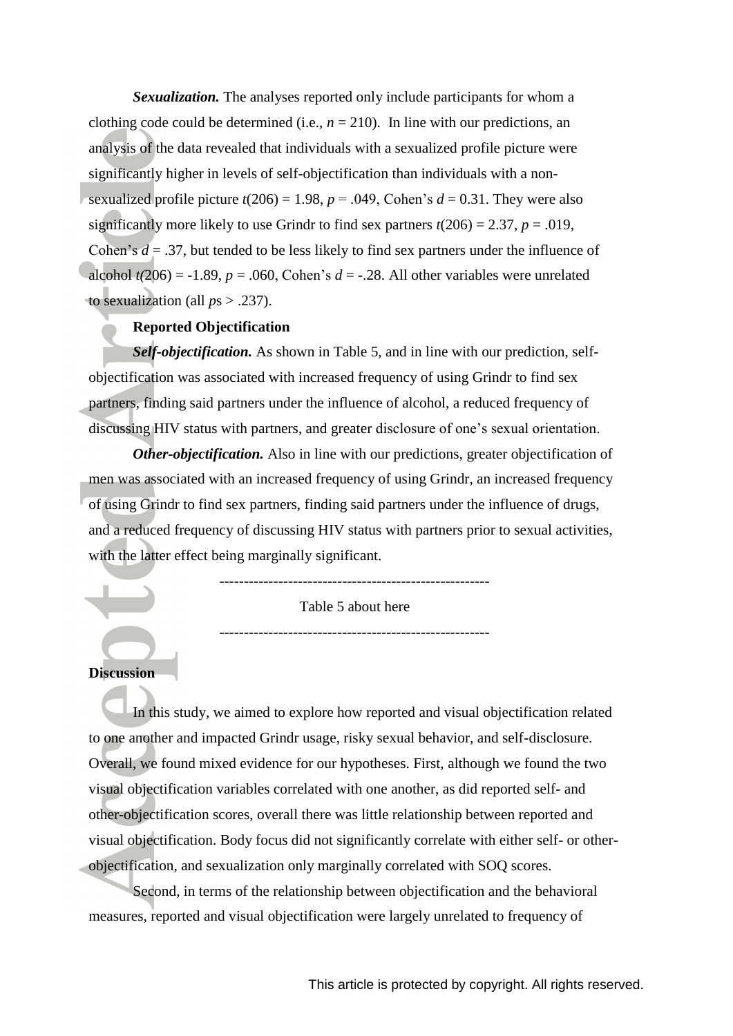***Sexualization.*** The analyses reported only include participants for whom a clothing code could be determined (i.e., $n$ = 210). In line with our predictions, an analysis of the data revealed that individuals with a sexualized profile picture were significantly higher in levels of self-objectification than individuals with a non-sexualized profile picture $t(206) = 1.98$, $p = .049$, Cohen's $d = 0.31$. They were also significantly more likely to use Grindr to find sex partners $t(206) = 2.37$, $p = .019$, Cohen's $d = .37$, but tended to be less likely to find sex partners under the influence of alcohol $t(206) = -1.89$, $p = .060$, Cohen's $d = -.28$. All other variables were unrelated to sexualization (all $p$s > .237).

**Reported Objectification**

***Self-objectification.*** As shown in Table 5, and in line with our prediction, self-objectification was associated with increased frequency of using Grindr to find sex partners, finding said partners under the influence of alcohol, a reduced frequency of discussing HIV status with partners, and greater disclosure of one's sexual orientation.

***Other-objectification.*** Also in line with our predictions, greater objectification of men was associated with an increased frequency of using Grindr, an increased frequency of using Grindr to find sex partners, finding said partners under the influence of drugs, and a reduced frequency of discussing HIV status with partners prior to sexual activities, with the latter effect being marginally significant.

-------------------------------------------------------

Table 5 about here

-------------------------------------------------------

## Discussion

In this study, we aimed to explore how reported and visual objectification related to one another and impacted Grindr usage, risky sexual behavior, and self-disclosure. Overall, we found mixed evidence for our hypotheses. First, although we found the two visual objectification variables correlated with one another, as did reported self- and other-objectification scores, overall there was little relationship between reported and visual objectification. Body focus did not significantly correlate with either self- or other-objectification, and sexualization only marginally correlated with SOQ scores.

Second, in terms of the relationship between objectification and the behavioral measures, reported and visual objectification were largely unrelated to frequency of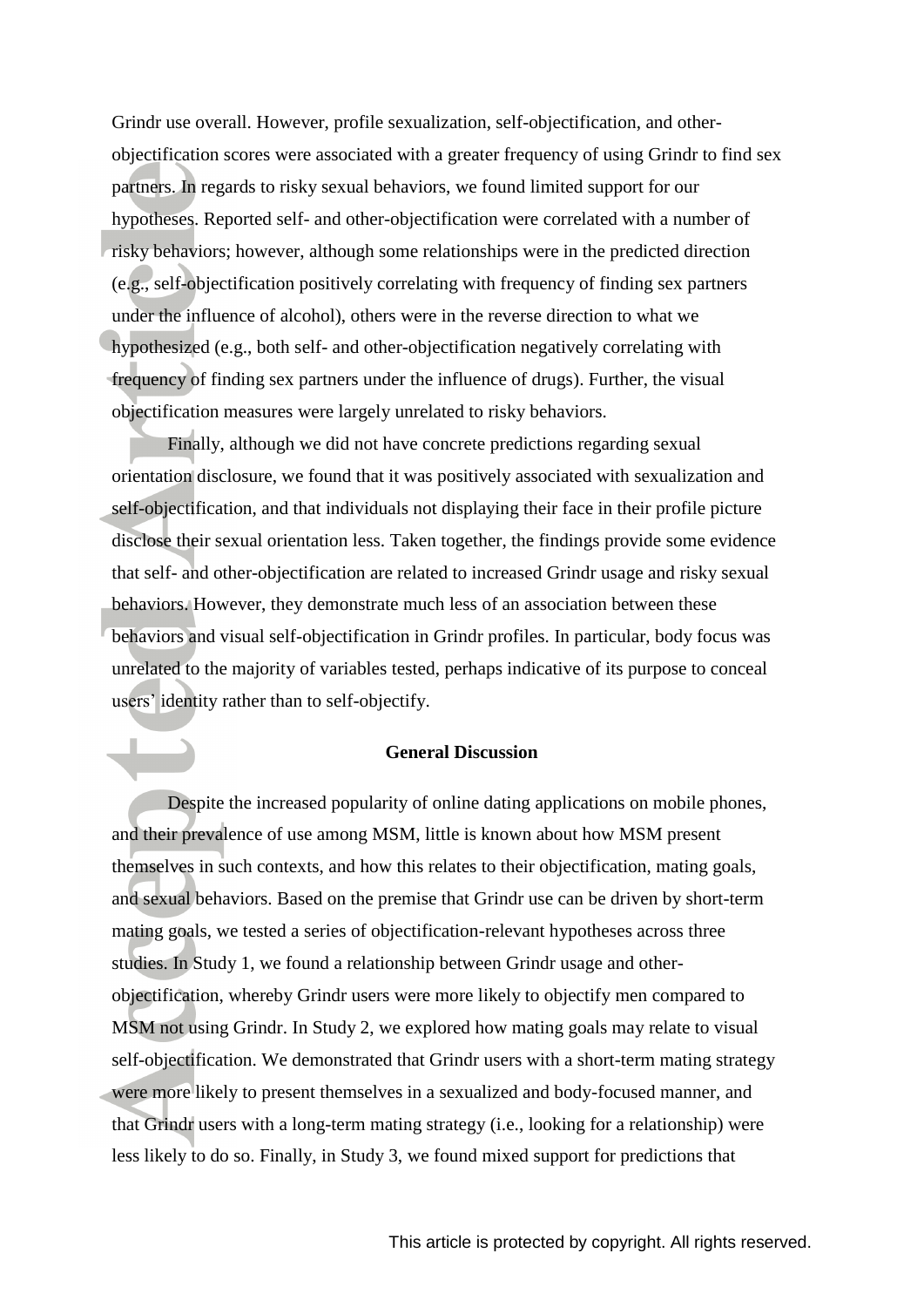Grindr use overall. However, profile sexualization, self-objectification, and other-objectification scores were associated with a greater frequency of using Grindr to find sex partners. In regards to risky sexual behaviors, we found limited support for our hypotheses. Reported self- and other-objectification were correlated with a number of risky behaviors; however, although some relationships were in the predicted direction (e.g., self-objectification positively correlating with frequency of finding sex partners under the influence of alcohol), others were in the reverse direction to what we hypothesized (e.g., both self- and other-objectification negatively correlating with frequency of finding sex partners under the influence of drugs). Further, the visual objectification measures were largely unrelated to risky behaviors.

Finally, although we did not have concrete predictions regarding sexual orientation disclosure, we found that it was positively associated with sexualization and self-objectification, and that individuals not displaying their face in their profile picture disclose their sexual orientation less. Taken together, the findings provide some evidence that self- and other-objectification are related to increased Grindr usage and risky sexual behaviors. However, they demonstrate much less of an association between these behaviors and visual self-objectification in Grindr profiles. In particular, body focus was unrelated to the majority of variables tested, perhaps indicative of its purpose to conceal users' identity rather than to self-objectify.

## General Discussion

Despite the increased popularity of online dating applications on mobile phones, and their prevalence of use among MSM, little is known about how MSM present themselves in such contexts, and how this relates to their objectification, mating goals, and sexual behaviors. Based on the premise that Grindr use can be driven by short-term mating goals, we tested a series of objectification-relevant hypotheses across three studies. In Study 1, we found a relationship between Grindr usage and other-objectification, whereby Grindr users were more likely to objectify men compared to MSM not using Grindr. In Study 2, we explored how mating goals may relate to visual self-objectification. We demonstrated that Grindr users with a short-term mating strategy were more likely to present themselves in a sexualized and body-focused manner, and that Grindr users with a long-term mating strategy (i.e., looking for a relationship) were less likely to do so. Finally, in Study 3, we found mixed support for predictions that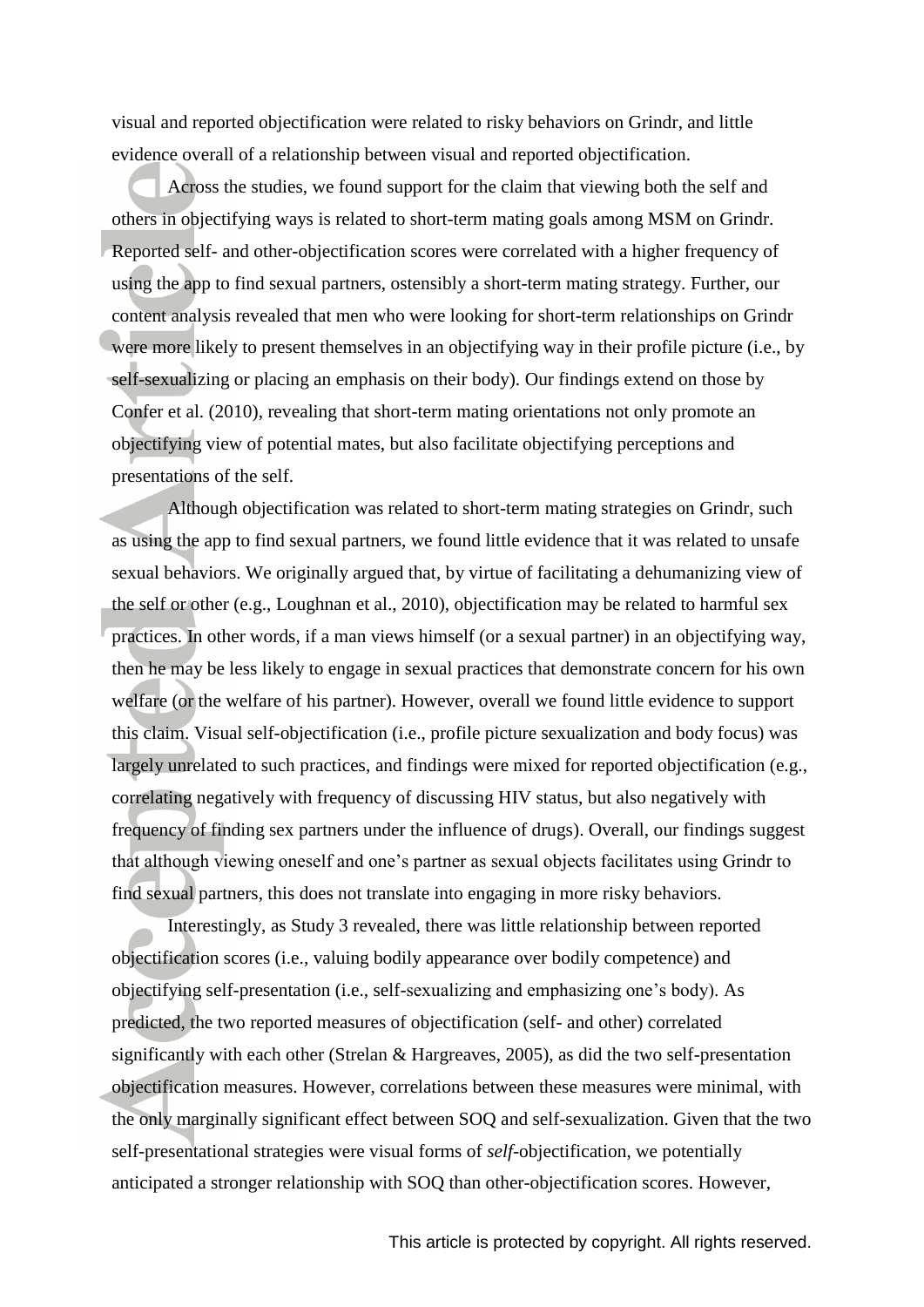visual and reported objectification were related to risky behaviors on Grindr, and little evidence overall of a relationship between visual and reported objectification.

Across the studies, we found support for the claim that viewing both the self and others in objectifying ways is related to short-term mating goals among MSM on Grindr. Reported self- and other-objectification scores were correlated with a higher frequency of using the app to find sexual partners, ostensibly a short-term mating strategy. Further, our content analysis revealed that men who were looking for short-term relationships on Grindr were more likely to present themselves in an objectifying way in their profile picture (i.e., by self-sexualizing or placing an emphasis on their body). Our findings extend on those by Confer et al. (2010), revealing that short-term mating orientations not only promote an objectifying view of potential mates, but also facilitate objectifying perceptions and presentations of the self.

Although objectification was related to short-term mating strategies on Grindr, such as using the app to find sexual partners, we found little evidence that it was related to unsafe sexual behaviors. We originally argued that, by virtue of facilitating a dehumanizing view of the self or other (e.g., Loughnan et al., 2010), objectification may be related to harmful sex practices. In other words, if a man views himself (or a sexual partner) in an objectifying way, then he may be less likely to engage in sexual practices that demonstrate concern for his own welfare (or the welfare of his partner). However, overall we found little evidence to support this claim. Visual self-objectification (i.e., profile picture sexualization and body focus) was largely unrelated to such practices, and findings were mixed for reported objectification (e.g., correlating negatively with frequency of discussing HIV status, but also negatively with frequency of finding sex partners under the influence of drugs). Overall, our findings suggest that although viewing oneself and one's partner as sexual objects facilitates using Grindr to find sexual partners, this does not translate into engaging in more risky behaviors.

Interestingly, as Study 3 revealed, there was little relationship between reported objectification scores (i.e., valuing bodily appearance over bodily competence) and objectifying self-presentation (i.e., self-sexualizing and emphasizing one's body). As predicted, the two reported measures of objectification (self- and other) correlated significantly with each other (Strelan & Hargreaves, 2005), as did the two self-presentation objectification measures. However, correlations between these measures were minimal, with the only marginally significant effect between SOQ and self-sexualization. Given that the two self-presentational strategies were visual forms of *self*-objectification, we potentially anticipated a stronger relationship with SOQ than other-objectification scores. However,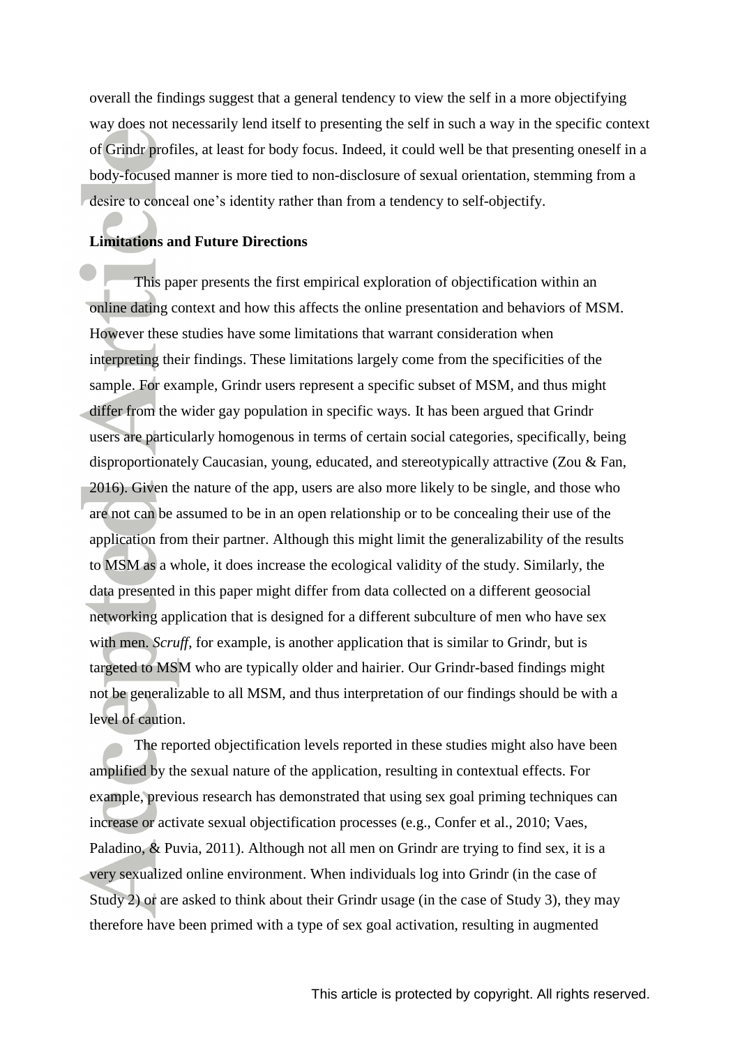overall the findings suggest that a general tendency to view the self in a more objectifying way does not necessarily lend itself to presenting the self in such a way in the specific context of Grindr profiles, at least for body focus. Indeed, it could well be that presenting oneself in a body-focused manner is more tied to non-disclosure of sexual orientation, stemming from a desire to conceal one's identity rather than from a tendency to self-objectify.

## Limitations and Future Directions

This paper presents the first empirical exploration of objectification within an online dating context and how this affects the online presentation and behaviors of MSM. However these studies have some limitations that warrant consideration when interpreting their findings. These limitations largely come from the specificities of the sample. For example, Grindr users represent a specific subset of MSM, and thus might differ from the wider gay population in specific ways. It has been argued that Grindr users are particularly homogenous in terms of certain social categories, specifically, being disproportionately Caucasian, young, educated, and stereotypically attractive (Zou & Fan, 2016). Given the nature of the app, users are also more likely to be single, and those who are not can be assumed to be in an open relationship or to be concealing their use of the application from their partner. Although this might limit the generalizability of the results to MSM as a whole, it does increase the ecological validity of the study. Similarly, the data presented in this paper might differ from data collected on a different geosocial networking application that is designed for a different subculture of men who have sex with men. *Scruff*, for example, is another application that is similar to Grindr, but is targeted to MSM who are typically older and hairier. Our Grindr-based findings might not be generalizable to all MSM, and thus interpretation of our findings should be with a level of caution.

The reported objectification levels reported in these studies might also have been amplified by the sexual nature of the application, resulting in contextual effects. For example, previous research has demonstrated that using sex goal priming techniques can increase or activate sexual objectification processes (e.g., Confer et al., 2010; Vaes, Paladino, & Puvia, 2011). Although not all men on Grindr are trying to find sex, it is a very sexualized online environment. When individuals log into Grindr (in the case of Study 2) or are asked to think about their Grindr usage (in the case of Study 3), they may therefore have been primed with a type of sex goal activation, resulting in augmented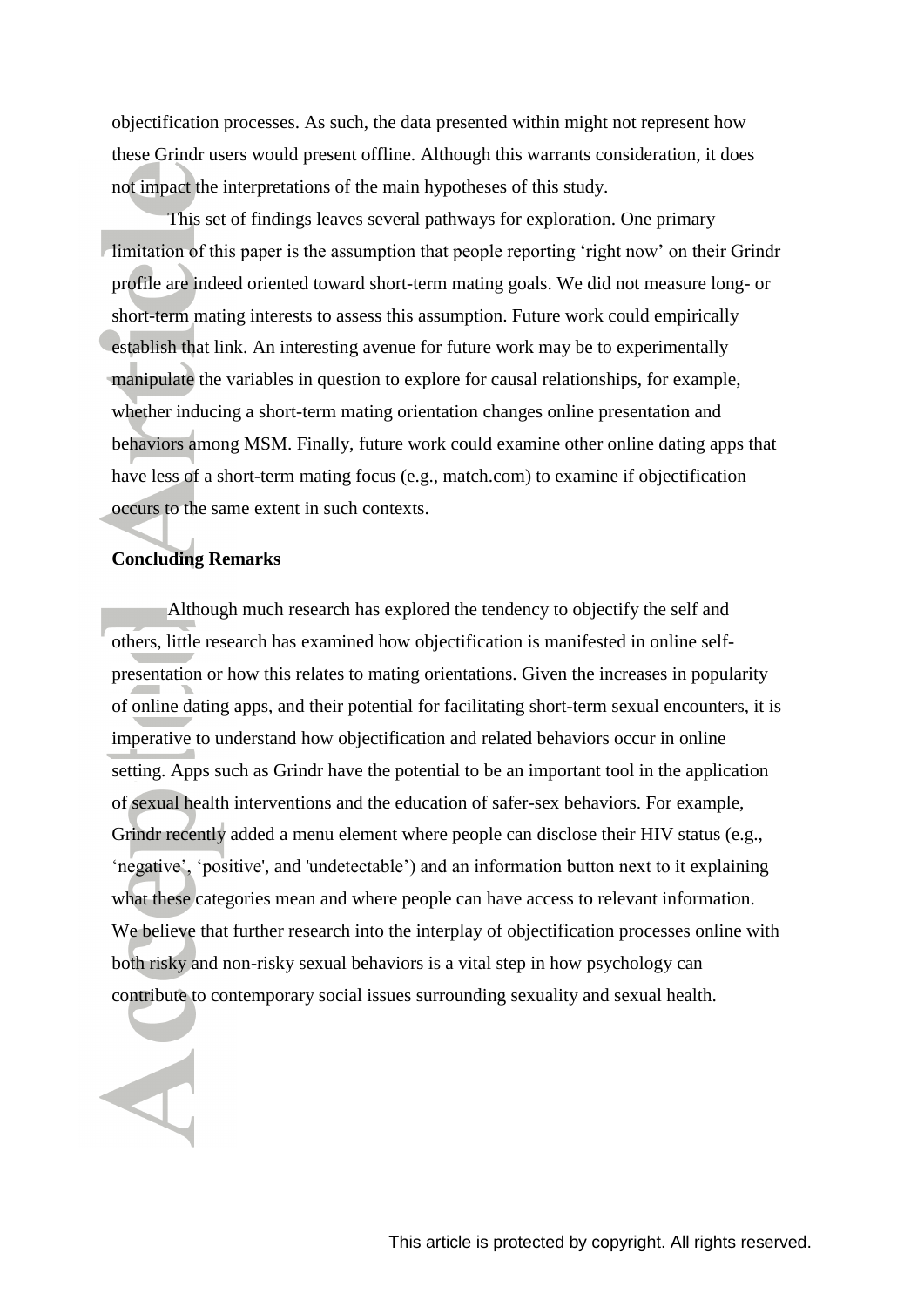objectification processes. As such, the data presented within might not represent how these Grindr users would present offline. Although this warrants consideration, it does not impact the interpretations of the main hypotheses of this study.

This set of findings leaves several pathways for exploration. One primary limitation of this paper is the assumption that people reporting 'right now' on their Grindr profile are indeed oriented toward short-term mating goals. We did not measure long- or short-term mating interests to assess this assumption. Future work could empirically establish that link. An interesting avenue for future work may be to experimentally manipulate the variables in question to explore for causal relationships, for example, whether inducing a short-term mating orientation changes online presentation and behaviors among MSM. Finally, future work could examine other online dating apps that have less of a short-term mating focus (e.g., match.com) to examine if objectification occurs to the same extent in such contexts.

**Concluding Remarks**

Although much research has explored the tendency to objectify the self and others, little research has examined how objectification is manifested in online self-presentation or how this relates to mating orientations. Given the increases in popularity of online dating apps, and their potential for facilitating short-term sexual encounters, it is imperative to understand how objectification and related behaviors occur in online setting. Apps such as Grindr have the potential to be an important tool in the application of sexual health interventions and the education of safer-sex behaviors. For example, Grindr recently added a menu element where people can disclose their HIV status (e.g., 'negative', 'positive', and 'undetectable') and an information button next to it explaining what these categories mean and where people can have access to relevant information. We believe that further research into the interplay of objectification processes online with both risky and non-risky sexual behaviors is a vital step in how psychology can contribute to contemporary social issues surrounding sexuality and sexual health.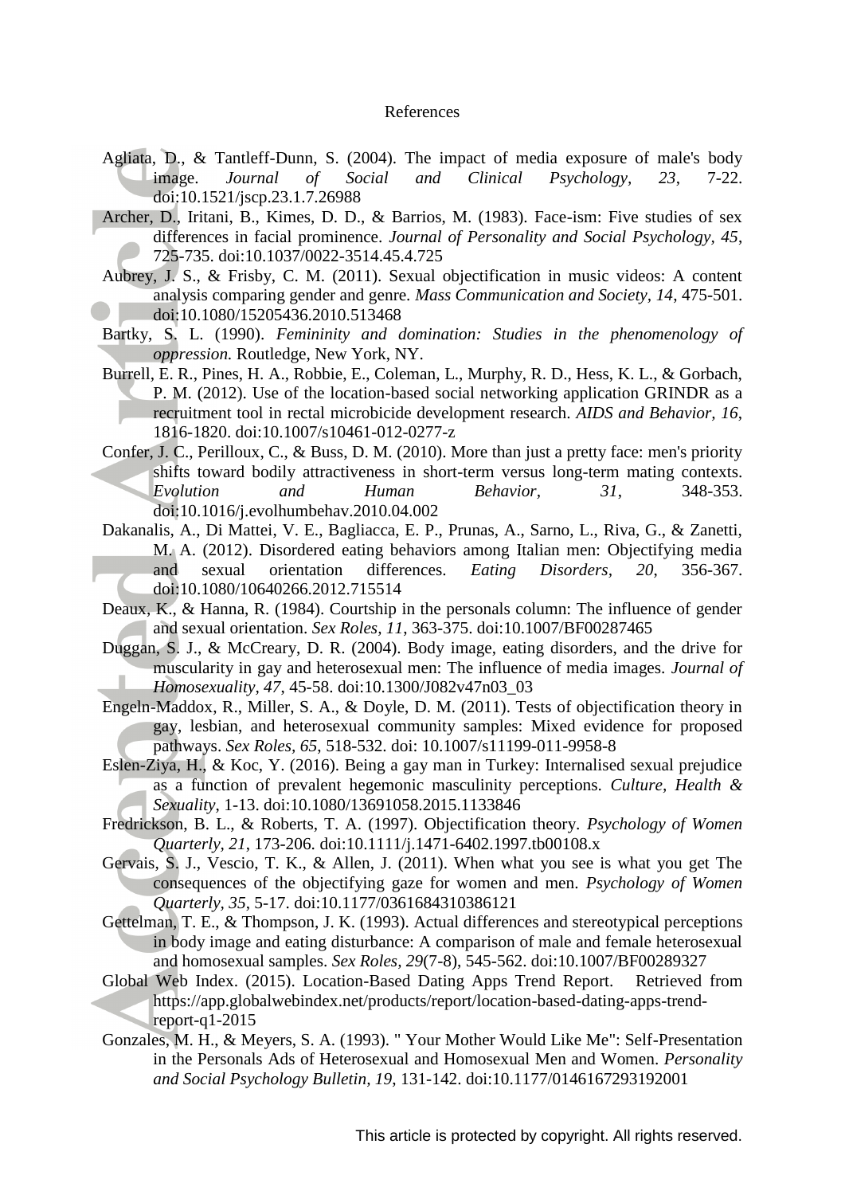# References

Agliata, D., & Tantleff-Dunn, S. (2004). The impact of media exposure of male's body image. *Journal of Social and Clinical Psychology, 23*, 7-22. doi:10.1521/jscp.23.1.7.26988

Archer, D., Iritani, B., Kimes, D. D., & Barrios, M. (1983). Face-ism: Five studies of sex differences in facial prominence. *Journal of Personality and Social Psychology, 45*, 725-735. doi:10.1037/0022-3514.45.4.725

Aubrey, J. S., & Frisby, C. M. (2011). Sexual objectification in music videos: A content analysis comparing gender and genre. *Mass Communication and Society, 14*, 475-501. doi:10.1080/15205436.2010.513468

Bartky, S. L. (1990). *Femininity and domination: Studies in the phenomenology of oppression.* Routledge, New York, NY.

Burrell, E. R., Pines, H. A., Robbie, E., Coleman, L., Murphy, R. D., Hess, K. L., & Gorbach, P. M. (2012). Use of the location-based social networking application GRINDR as a recruitment tool in rectal microbicide development research. *AIDS and Behavior, 16*, 1816-1820. doi:10.1007/s10461-012-0277-z

Confer, J. C., Perilloux, C., & Buss, D. M. (2010). More than just a pretty face: men's priority shifts toward bodily attractiveness in short-term versus long-term mating contexts. *Evolution and Human Behavior, 31*, 348-353. doi:10.1016/j.evolhumbehav.2010.04.002

Dakanalis, A., Di Mattei, V. E., Bagliacca, E. P., Prunas, A., Sarno, L., Riva, G., & Zanetti, M. A. (2012). Disordered eating behaviors among Italian men: Objectifying media and sexual orientation differences. *Eating Disorders, 20*, 356-367. doi:10.1080/10640266.2012.715514

Deaux, K., & Hanna, R. (1984). Courtship in the personals column: The influence of gender and sexual orientation. *Sex Roles, 11*, 363-375. doi:10.1007/BF00287465

Duggan, S. J., & McCreary, D. R. (2004). Body image, eating disorders, and the drive for muscularity in gay and heterosexual men: The influence of media images. *Journal of Homosexuality, 47*, 45-58. doi:10.1300/J082v47n03_03

Engeln-Maddox, R., Miller, S. A., & Doyle, D. M. (2011). Tests of objectification theory in gay, lesbian, and heterosexual community samples: Mixed evidence for proposed pathways. *Sex Roles, 65*, 518-532. doi: 10.1007/s11199-011-9958-8

Eslen-Ziya, H., & Koc, Y. (2016). Being a gay man in Turkey: Internalised sexual prejudice as a function of prevalent hegemonic masculinity perceptions. *Culture, Health & Sexuality*, 1-13. doi:10.1080/13691058.2015.1133846

Fredrickson, B. L., & Roberts, T. A. (1997). Objectification theory. *Psychology of Women Quarterly, 21*, 173-206. doi:10.1111/j.1471-6402.1997.tb00108.x

Gervais, S. J., Vescio, T. K., & Allen, J. (2011). When what you see is what you get The consequences of the objectifying gaze for women and men. *Psychology of Women Quarterly, 35*, 5-17. doi:10.1177/0361684310386121

Gettelman, T. E., & Thompson, J. K. (1993). Actual differences and stereotypical perceptions in body image and eating disturbance: A comparison of male and female heterosexual and homosexual samples. *Sex Roles, 29*(7-8), 545-562. doi:10.1007/BF00289327

Global Web Index. (2015). Location-Based Dating Apps Trend Report. Retrieved from https://app.globalwebindex.net/products/report/location-based-dating-apps-trend-report-q1-2015

Gonzales, M. H., & Meyers, S. A. (1993). " Your Mother Would Like Me": Self-Presentation in the Personals Ads of Heterosexual and Homosexual Men and Women. *Personality and Social Psychology Bulletin, 19*, 131-142. doi:10.1177/0146167293192001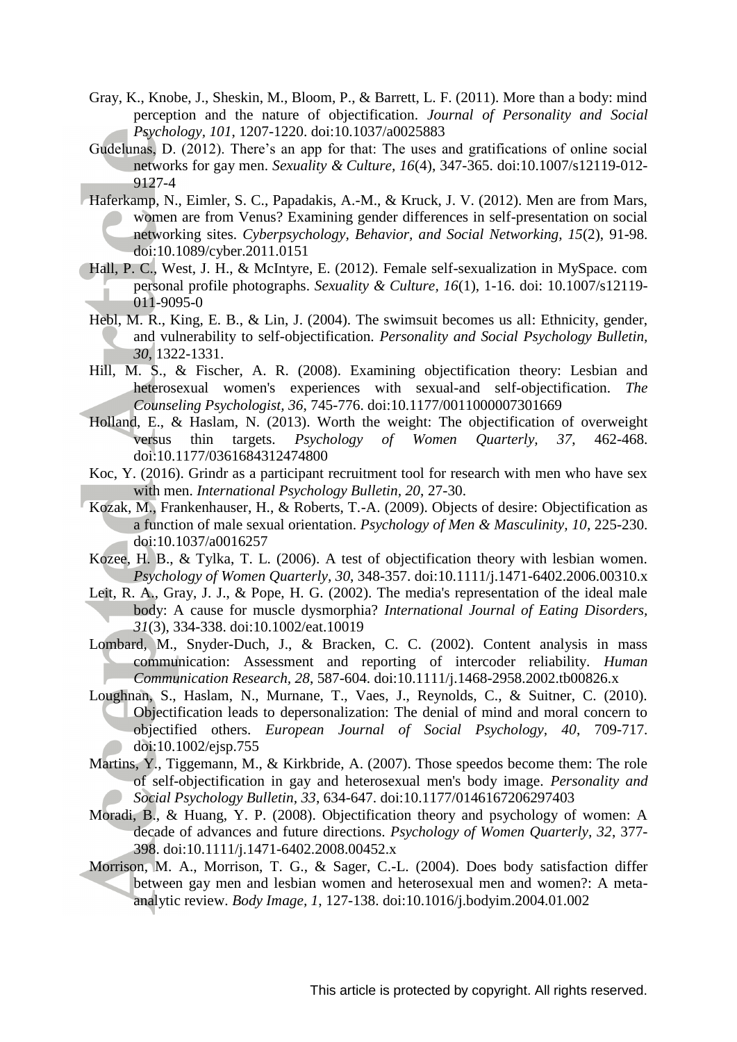Gray, K., Knobe, J., Sheskin, M., Bloom, P., & Barrett, L. F. (2011). More than a body: mind perception and the nature of objectification. *Journal of Personality and Social Psychology, 101*, 1207-1220. doi:10.1037/a0025883

Gudelunas, D. (2012). There's an app for that: The uses and gratifications of online social networks for gay men. *Sexuality & Culture, 16*(4), 347-365. doi:10.1007/s12119-012-9127-4

Haferkamp, N., Eimler, S. C., Papadakis, A.-M., & Kruck, J. V. (2012). Men are from Mars, women are from Venus? Examining gender differences in self-presentation on social networking sites. *Cyberpsychology, Behavior, and Social Networking, 15*(2), 91-98. doi:10.1089/cyber.2011.0151

Hall, P. C., West, J. H., & McIntyre, E. (2012). Female self-sexualization in MySpace. com personal profile photographs. *Sexuality & Culture, 16*(1), 1-16. doi: 10.1007/s12119-011-9095-0

Hebl, M. R., King, E. B., & Lin, J. (2004). The swimsuit becomes us all: Ethnicity, gender, and vulnerability to self-objectification. *Personality and Social Psychology Bulletin, 30*, 1322-1331.

Hill, M. S., & Fischer, A. R. (2008). Examining objectification theory: Lesbian and heterosexual women's experiences with sexual-and self-objectification. *The Counseling Psychologist, 36*, 745-776. doi:10.1177/0011000007301669

Holland, E., & Haslam, N. (2013). Worth the weight: The objectification of overweight versus thin targets. *Psychology of Women Quarterly, 37*, 462-468. doi:10.1177/0361684312474800

Koc, Y. (2016). Grindr as a participant recruitment tool for research with men who have sex with men. *International Psychology Bulletin, 20*, 27-30.

Kozak, M., Frankenhauser, H., & Roberts, T.-A. (2009). Objects of desire: Objectification as a function of male sexual orientation. *Psychology of Men & Masculinity, 10*, 225-230. doi:10.1037/a0016257

Kozee, H. B., & Tylka, T. L. (2006). A test of objectification theory with lesbian women. *Psychology of Women Quarterly, 30*, 348-357. doi:10.1111/j.1471-6402.2006.00310.x

Leit, R. A., Gray, J. J., & Pope, H. G. (2002). The media's representation of the ideal male body: A cause for muscle dysmorphia? *International Journal of Eating Disorders, 31*(3), 334-338. doi:10.1002/eat.10019

Lombard, M., Snyder-Duch, J., & Bracken, C. C. (2002). Content analysis in mass communication: Assessment and reporting of intercoder reliability. *Human Communication Research, 28*, 587-604. doi:10.1111/j.1468-2958.2002.tb00826.x

Loughnan, S., Haslam, N., Murnane, T., Vaes, J., Reynolds, C., & Suitner, C. (2010). Objectification leads to depersonalization: The denial of mind and moral concern to objectified others. *European Journal of Social Psychology, 40*, 709-717. doi:10.1002/ejsp.755

Martins, Y., Tiggemann, M., & Kirkbride, A. (2007). Those speedos become them: The role of self-objectification in gay and heterosexual men's body image. *Personality and Social Psychology Bulletin, 33*, 634-647. doi:10.1177/0146167206297403

Moradi, B., & Huang, Y. P. (2008). Objectification theory and psychology of women: A decade of advances and future directions. *Psychology of Women Quarterly, 32*, 377-398. doi:10.1111/j.1471-6402.2008.00452.x

Morrison, M. A., Morrison, T. G., & Sager, C.-L. (2004). Does body satisfaction differ between gay men and lesbian women and heterosexual men and women?: A meta-analytic review. *Body Image, 1*, 127-138. doi:10.1016/j.bodyim.2004.01.002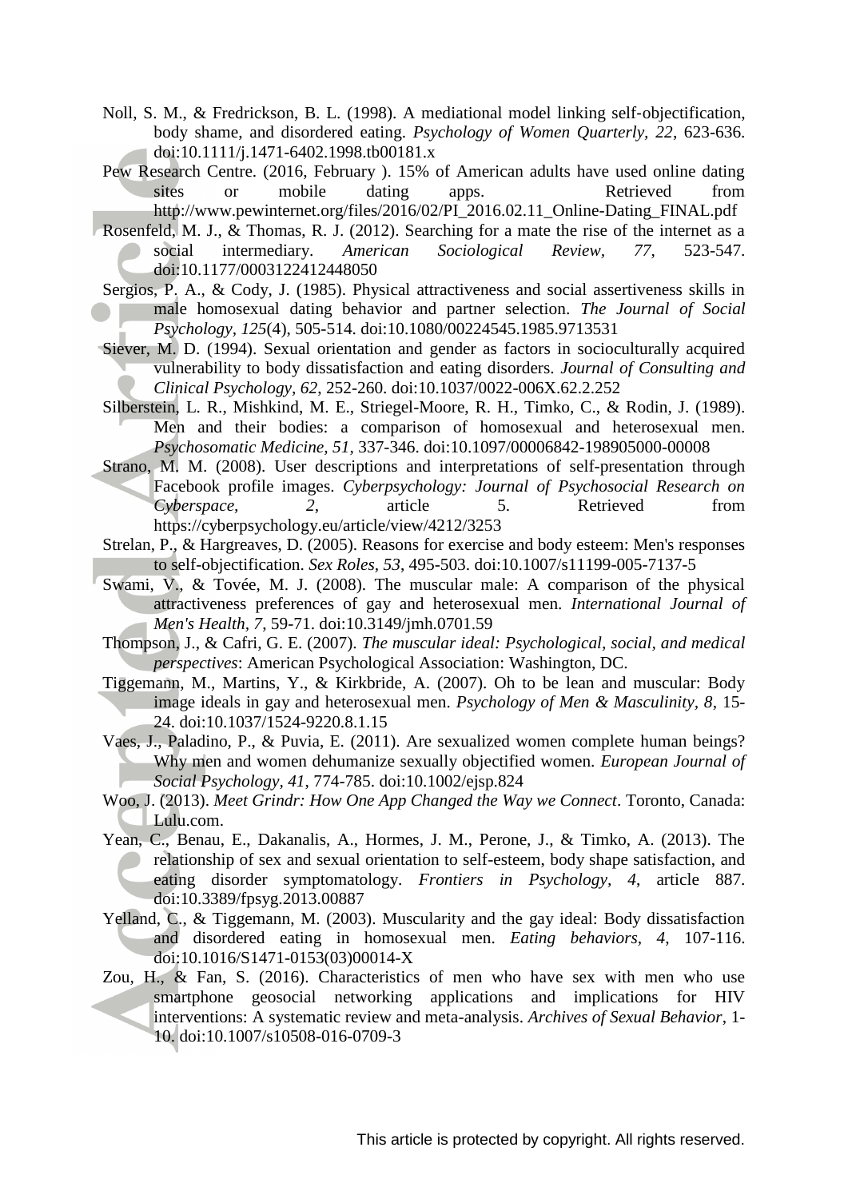Noll, S. M., & Fredrickson, B. L. (1998). A mediational model linking self-objectification, body shame, and disordered eating. *Psychology of Women Quarterly, 22*, 623-636. doi:10.1111/j.1471-6402.1998.tb00181.x

Pew Research Centre. (2016, February ). 15% of American adults have used online dating sites or mobile dating apps. Retrieved from http://www.pewinternet.org/files/2016/02/PI_2016.02.11_Online-Dating_FINAL.pdf

Rosenfeld, M. J., & Thomas, R. J. (2012). Searching for a mate the rise of the internet as a social intermediary. *American Sociological Review, 77*, 523-547. doi:10.1177/0003122412448050

Sergios, P. A., & Cody, J. (1985). Physical attractiveness and social assertiveness skills in male homosexual dating behavior and partner selection. *The Journal of Social Psychology, 125*(4), 505-514. doi:10.1080/00224545.1985.9713531

Siever, M. D. (1994). Sexual orientation and gender as factors in socioculturally acquired vulnerability to body dissatisfaction and eating disorders. *Journal of Consulting and Clinical Psychology, 62*, 252-260. doi:10.1037/0022-006X.62.2.252

Silberstein, L. R., Mishkind, M. E., Striegel-Moore, R. H., Timko, C., & Rodin, J. (1989). Men and their bodies: a comparison of homosexual and heterosexual men. *Psychosomatic Medicine, 51*, 337-346. doi:10.1097/00006842-198905000-00008

Strano, M. M. (2008). User descriptions and interpretations of self-presentation through Facebook profile images. *Cyberpsychology: Journal of Psychosocial Research on Cyberspace, 2*, article 5. Retrieved from https://cyberpsychology.eu/article/view/4212/3253

Strelan, P., & Hargreaves, D. (2005). Reasons for exercise and body esteem: Men's responses to self-objectification. *Sex Roles, 53*, 495-503. doi:10.1007/s11199-005-7137-5

Swami, V., & Tovée, M. J. (2008). The muscular male: A comparison of the physical attractiveness preferences of gay and heterosexual men. *International Journal of Men's Health, 7*, 59-71. doi:10.3149/jmh.0701.59

Thompson, J., & Cafri, G. E. (2007). *The muscular ideal: Psychological, social, and medical perspectives*: American Psychological Association: Washington, DC.

Tiggemann, M., Martins, Y., & Kirkbride, A. (2007). Oh to be lean and muscular: Body image ideals in gay and heterosexual men. *Psychology of Men & Masculinity, 8*, 15-24. doi:10.1037/1524-9220.8.1.15

Vaes, J., Paladino, P., & Puvia, E. (2011). Are sexualized women complete human beings? Why men and women dehumanize sexually objectified women. *European Journal of Social Psychology, 41*, 774-785. doi:10.1002/ejsp.824

Woo, J. (2013). *Meet Grindr: How One App Changed the Way we Connect*. Toronto, Canada: Lulu.com.

Yean, C., Benau, E., Dakanalis, A., Hormes, J. M., Perone, J., & Timko, A. (2013). The relationship of sex and sexual orientation to self-esteem, body shape satisfaction, and eating disorder symptomatology. *Frontiers in Psychology, 4*, article 887. doi:10.3389/fpsyg.2013.00887

Yelland, C., & Tiggemann, M. (2003). Muscularity and the gay ideal: Body dissatisfaction and disordered eating in homosexual men. *Eating behaviors, 4*, 107-116. doi:10.1016/S1471-0153(03)00014-X

Zou, H., & Fan, S. (2016). Characteristics of men who have sex with men who use smartphone geosocial networking applications and implications for HIV interventions: A systematic review and meta-analysis. *Archives of Sexual Behavior*, 1-10. doi:10.1007/s10508-016-0709-3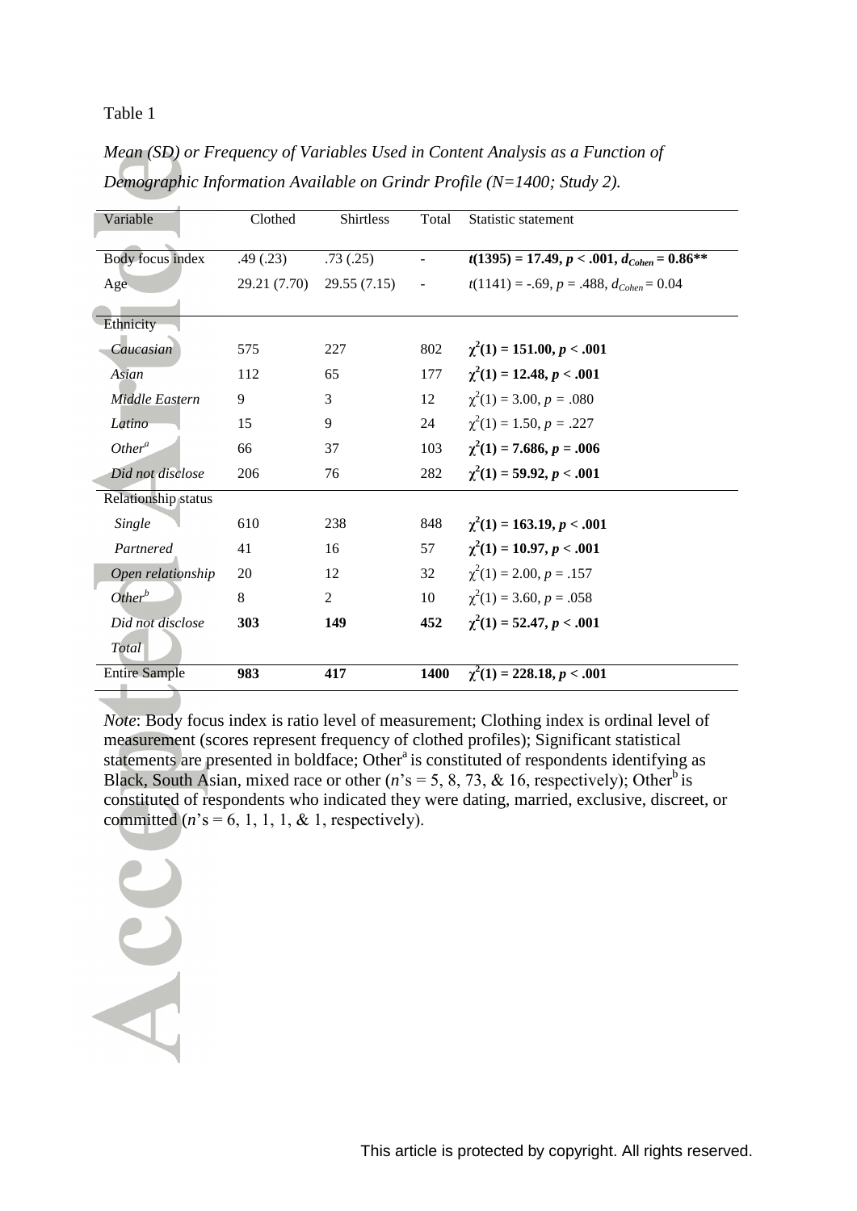Table 1

*Mean (SD) or Frequency of Variables Used in Content Analysis as a Function of Demographic Information Available on Grindr Profile (N=1400; Study 2).*

| Variable | Clothed | Shirtless | Total | Statistic statement |
|---|---|---|---|---|
| Body focus index | .49 (.23) | .73 (.25) | - | **$t(1395) = 17.49$, $p < .001$, $d_{Cohen} = 0.86$\*\*** |
| Age | 29.21 (7.70) | 29.55 (7.15) | - | $t(1141) = -.69$, $p = .488$, $d_{Cohen} = 0.04$ |
| Ethnicity | | | | |
| *Caucasian* | 575 | 227 | 802 | **$\chi^2(1) = 151.00$, $p < .001$** |
| *Asian* | 112 | 65 | 177 | **$\chi^2(1) = 12.48$, $p < .001$** |
| *Middle Eastern* | 9 | 3 | 12 | $\chi^2(1) = 3.00$, $p = .080$ |
| *Latino* | 15 | 9 | 24 | $\chi^2(1) = 1.50$, $p = .227$ |
| *Other*[a] | 66 | 37 | 103 | **$\chi^2(1) = 7.686$, $p = .006$** |
| *Did not disclose* | 206 | 76 | 282 | **$\chi^2(1) = 59.92$, $p < .001$** |
| Relationship status | | | | |
| *Single* | 610 | 238 | 848 | **$\chi^2(1) = 163.19$, $p < .001$** |
| *Partnered* | 41 | 16 | 57 | **$\chi^2(1) = 10.97$, $p < .001$** |
| *Open relationship* | 20 | 12 | 32 | $\chi^2(1) = 2.00$, $p = .157$ |
| *Other*[b] | 8 | 2 | 10 | $\chi^2(1) = 3.60$, $p = .058$ |
| *Did not disclose* | **303** | **149** | **452** | **$\chi^2(1) = 52.47$, $p < .001$** |
| *Total* | | | | |
| Entire Sample | **983** | **417** | **1400** | **$\chi^2(1) = 228.18$, $p < .001$** |

*Note*: Body focus index is ratio level of measurement; Clothing index is ordinal level of measurement (scores represent frequency of clothed profiles); Significant statistical statements are presented in boldface; Other[a] is constituted of respondents identifying as Black, South Asian, mixed race or other (*n*'s = 5, 8, 73, & 16, respectively); Other[b] is constituted of respondents who indicated they were dating, married, exclusive, discreet, or committed (*n*'s = 6, 1, 1, 1, & 1, respectively).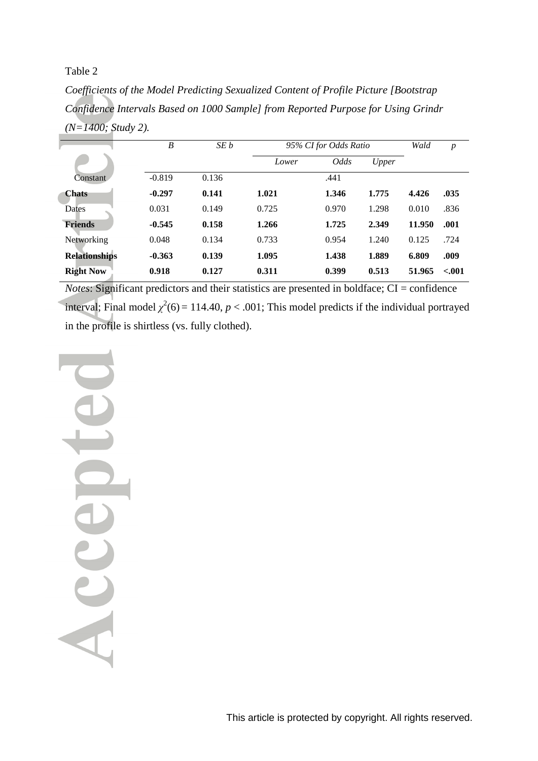Table 2

*Coefficients of the Model Predicting Sexualized Content of Profile Picture [Bootstrap Confidence Intervals Based on 1000 Sample] from Reported Purpose for Using Grindr (N=1400; Study 2).*

| | *B* | *SE b* | *95% CI for Odds Ratio* | | | *Wald* | *p* |
|---|---|---|---|---|---|---|---|
| | | | *Lower* | *Odds* | *Upper* | | |
| Constant | -0.819 | 0.136 | | .441 | | | |
| **Chats** | **-0.297** | **0.141** | **1.021** | **1.346** | **1.775** | **4.426** | **.035** |
| Dates | 0.031 | 0.149 | 0.725 | 0.970 | 1.298 | 0.010 | .836 |
| **Friends** | **-0.545** | **0.158** | **1.266** | **1.725** | **2.349** | **11.950** | **.001** |
| Networking | 0.048 | 0.134 | 0.733 | 0.954 | 1.240 | 0.125 | .724 |
| **Relationships** | **-0.363** | **0.139** | **1.095** | **1.438** | **1.889** | **6.809** | **.009** |
| **Right Now** | **0.918** | **0.127** | **0.311** | **0.399** | **0.513** | **51.965** | **<.001** |

*Notes*: Significant predictors and their statistics are presented in boldface; CI = confidence interval; Final model $\chi^2(6) = 114.40$, $p < .001$; This model predicts if the individual portrayed in the profile is shirtless (vs. fully clothed).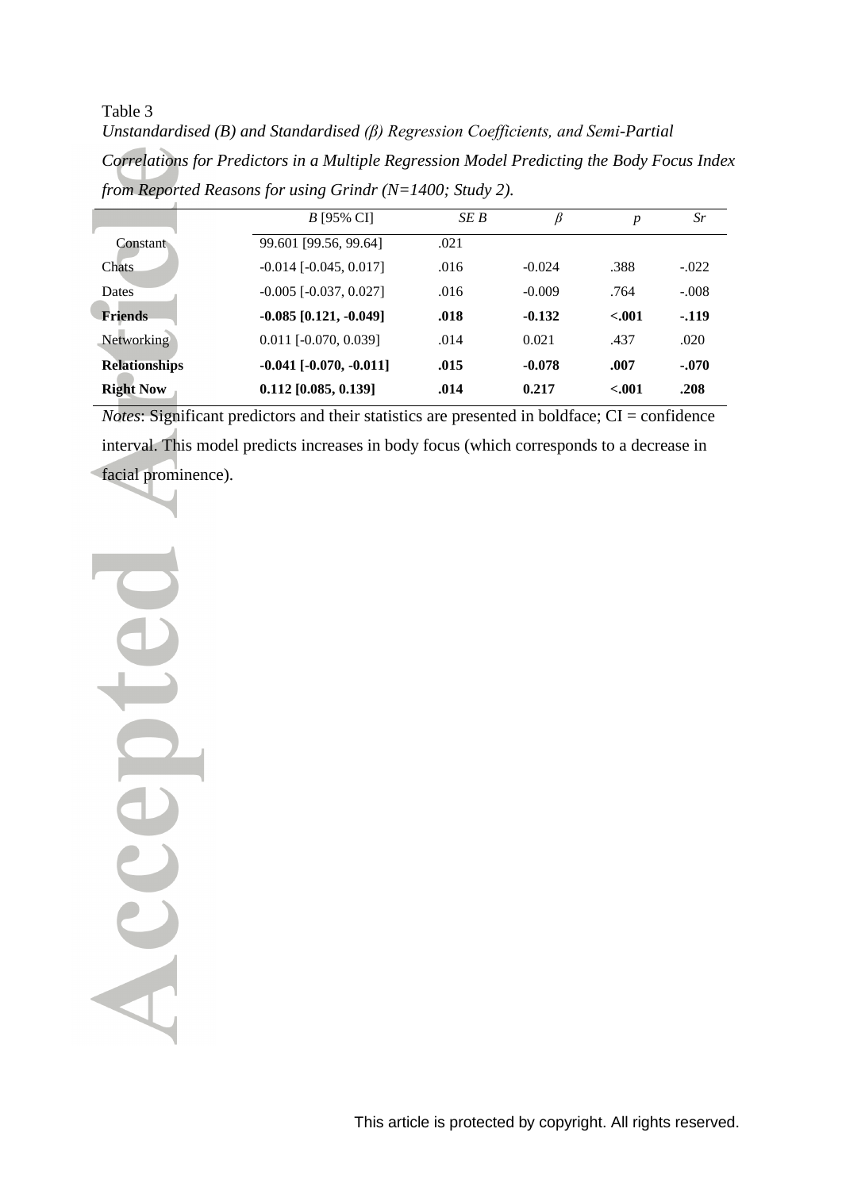Table 3

*Unstandardised (B) and Standardised (β) Regression Coefficients, and Semi-Partial Correlations for Predictors in a Multiple Regression Model Predicting the Body Focus Index from Reported Reasons for using Grindr (N=1400; Study 2).*

| | *B* [95% CI] | *SE B* | *β* | *p* | *Sr* |
|---|---|---|---|---|---|
| Constant | 99.601 [99.56, 99.64] | .021 | | | |
| Chats | -0.014 [-0.045, 0.017] | .016 | -0.024 | .388 | -.022 |
| Dates | -0.005 [-0.037, 0.027] | .016 | -0.009 | .764 | -.008 |
| **Friends** | **-0.085 [0.121, -0.049]** | **.018** | **-0.132** | **<.001** | **-.119** |
| Networking | 0.011 [-0.070, 0.039] | .014 | 0.021 | .437 | .020 |
| **Relationships** | **-0.041 [-0.070, -0.011]** | **.015** | **-0.078** | **.007** | **-.070** |
| **Right Now** | **0.112 [0.085, 0.139]** | **.014** | **0.217** | **<.001** | **.208** |

*Notes*: Significant predictors and their statistics are presented in boldface; CI = confidence interval. This model predicts increases in body focus (which corresponds to a decrease in facial prominence).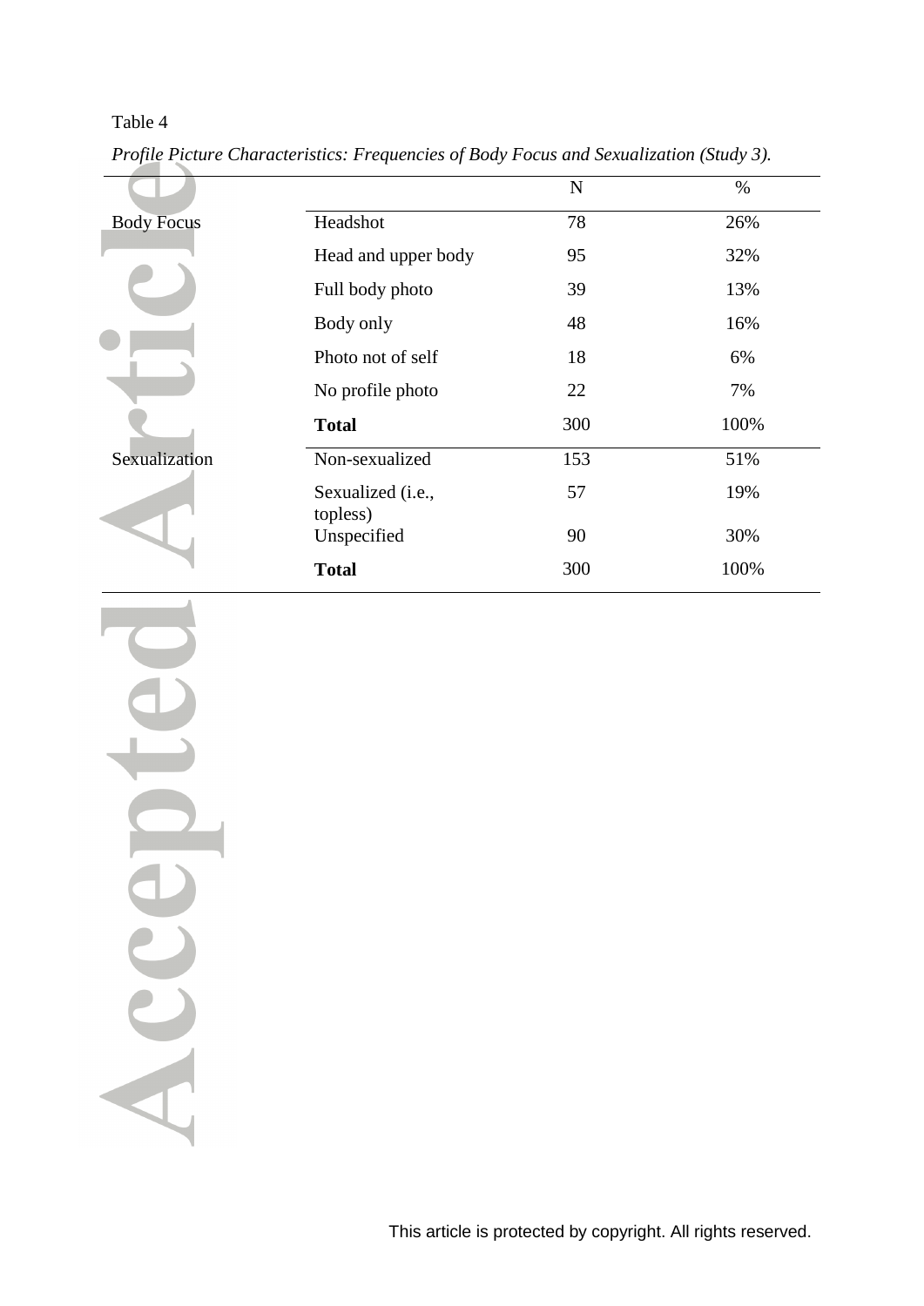Table 4

*Profile Picture Characteristics: Frequencies of Body Focus and Sexualization (Study 3).*

| | | N | % |
|---|---|---|---|
| Body Focus | Headshot | 78 | 26% |
| | Head and upper body | 95 | 32% |
| | Full body photo | 39 | 13% |
| | Body only | 48 | 16% |
| | Photo not of self | 18 | 6% |
| | No profile photo | 22 | 7% |
| | **Total** | 300 | 100% |
| Sexualization | Non-sexualized | 153 | 51% |
| | Sexualized (i.e., topless) | 57 | 19% |
| | Unspecified | 90 | 30% |
| | **Total** | 300 | 100% |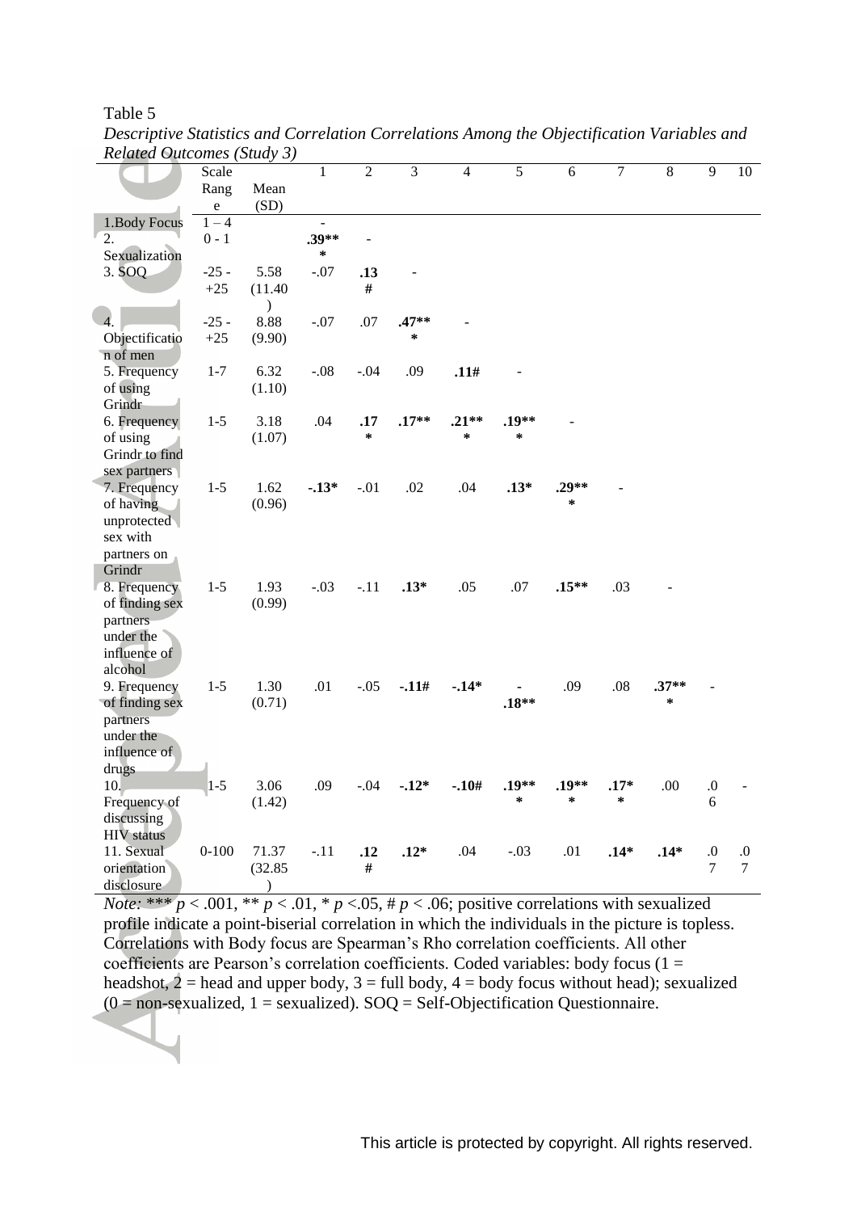Table 5

*Descriptive Statistics and Correlation Correlations Among the Objectification Variables and Related Outcomes (Study 3)*

| | Scale Range | Mean (SD) | 1 | 2 | 3 | 4 | 5 | 6 | 7 | 8 | 9 | 10 |
|---|---|---|---|---|---|---|---|---|---|---|---|---|
| 1.Body Focus | 1 – 4 | | - | | | | | | | | | |
| 2. Sexualization | 0 - 1 | | **.39***** | - | | | | | | | | |
| 3. SOQ | -25 - +25 | 5.58 (11.40) | -.07 | **.13#** | - | | | | | | | |
| 4. Objectification of men | -25 - +25 | 8.88 (9.90) | -.07 | .07 | **.47***** | - | | | | | | |
| 5. Frequency of using Grindr | 1-7 | 6.32 (1.10) | -.08 | -.04 | .09 | **.11#** | - | | | | | |
| 6. Frequency of using Grindr to find sex partners | 1-5 | 3.18 (1.07) | .04 | **.17*** | **.17**** | **.21***** | **.19***** | - | | | | |
| 7. Frequency of having unprotected sex with partners on Grindr | 1-5 | 1.62 (0.96) | **-.13*** | -.01 | .02 | .04 | **.13*** | **.29***** | - | | | |
| 8. Frequency of finding sex partners under the influence of alcohol | 1-5 | 1.93 (0.99) | -.03 | -.11 | **.13*** | .05 | .07 | **.15**** | .03 | - | | |
| 9. Frequency of finding sex partners under the influence of drugs | 1-5 | 1.30 (0.71) | .01 | -.05 | **-.11#** | **-.14*** | **-.18**** | .09 | .08 | **.37***** | - | |
| 10. Frequency of discussing HIV status | 1-5 | 3.06 (1.42) | .09 | -.04 | **-.12*** | **-.10#** | **.19***** | **.19***** | **.17*** | .00 | .06 | - |
| 11. Sexual orientation disclosure | 0-100 | 71.37 (32.85) | -.11 | **.12#** | **.12*** | .04 | -.03 | .01 | **.14*** | **.14*** | .07 | .07 |

*Note:* *** $p < .001$, ** $p < .01$, * $p < .05$, # $p < .06$; positive correlations with sexualized profile indicate a point-biserial correlation in which the individuals in the picture is topless. Correlations with Body focus are Spearman's Rho correlation coefficients. All other coefficients are Pearson's correlation coefficients. Coded variables: body focus (1 = headshot, 2 = head and upper body, 3 = full body, 4 = body focus without head); sexualized (0 = non-sexualized, 1 = sexualized). SOQ = Self-Objectification Questionnaire.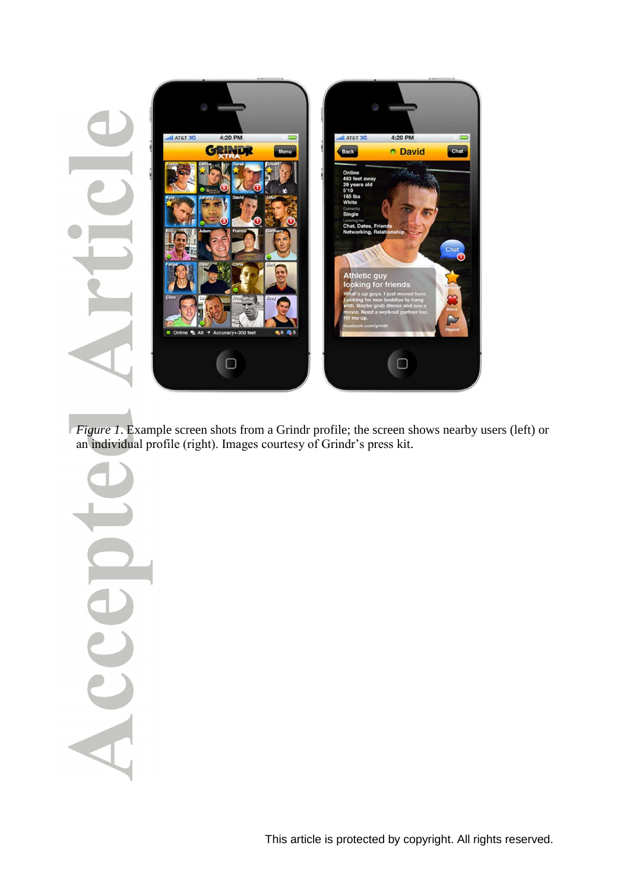*Figure 1*. Example screen shots from a Grindr profile; the screen shows nearby users (left) or an individual profile (right). Images courtesy of Grindr's press kit.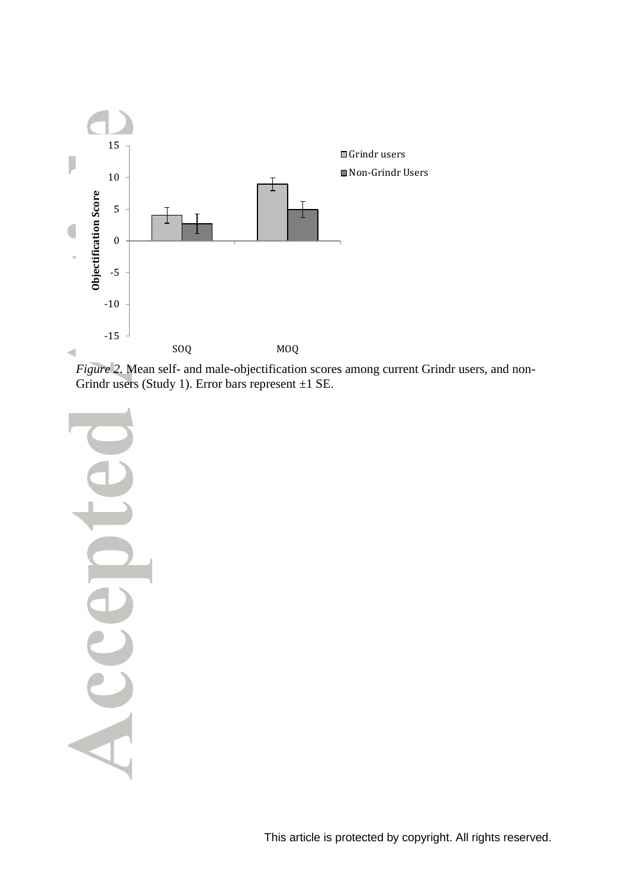15

10

5

0

-5

-10

-15

Objectification Score

SOQ

MOQ

Grindr users

Non-Grindr Users

*Figure 2.* Mean self- and male-objectification scores among current Grindr users, and non-Grindr users (Study 1). Error bars represent ±1 SE.